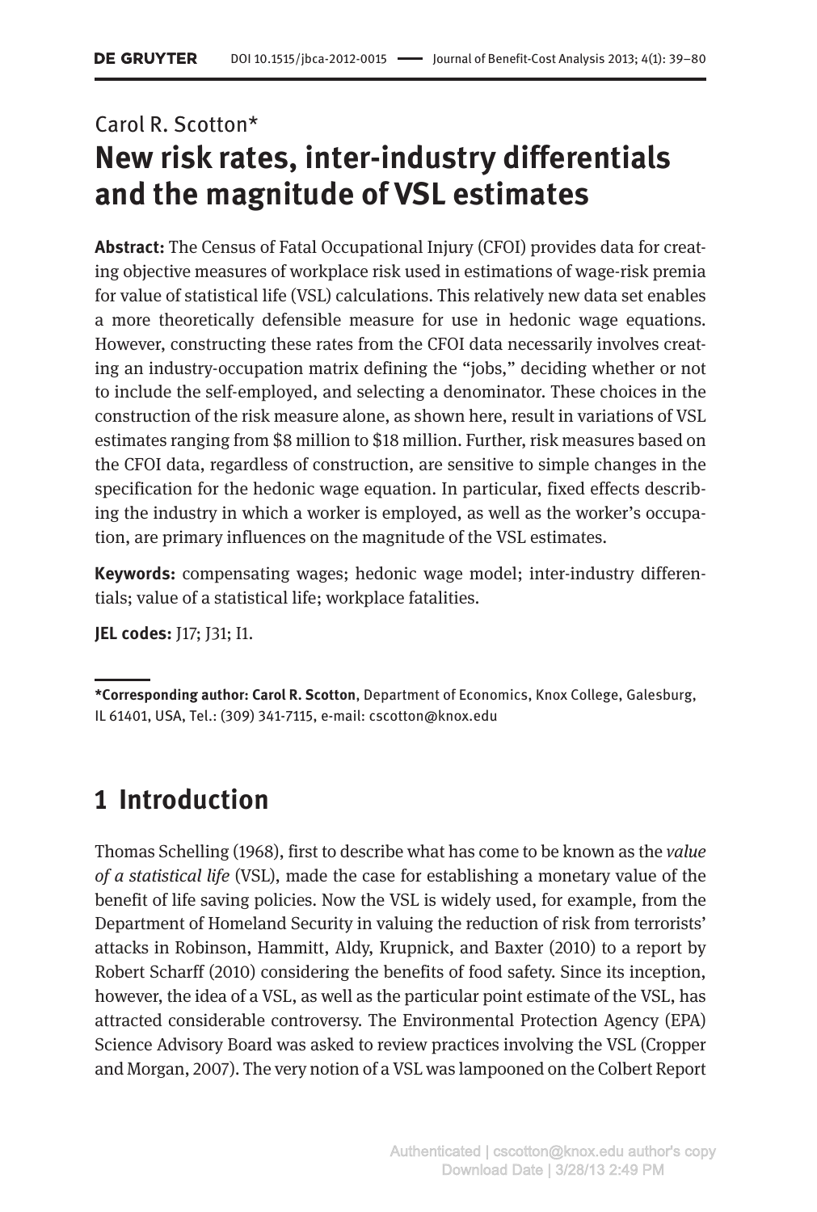Carol R. Scotton*

# New risk rates, inter-industry differentials and the magnitude of VSL estimates

**Abstract:** The Census of Fatal Occupational Injury (CFOI) provides data for creating objective measures of workplace risk used in estimations of wage-risk premia for value of statistical life (VSL) calculations. This relatively new data set enables a more theoretically defensible measure for use in hedonic wage equations. However, constructing these rates from the CFOI data necessarily involves creating an industry-occupation matrix defining the "jobs," deciding whether or not to include the self-employed, and selecting a denominator. These choices in the construction of the risk measure alone, as shown here, result in variations of VSL estimates ranging from $8 million to $18 million. Further, risk measures based on the CFOI data, regardless of construction, are sensitive to simple changes in the specification for the hedonic wage equation. In particular, fixed effects describing the industry in which a worker is employed, as well as the worker's occupation, are primary influences on the magnitude of the VSL estimates.

**Keywords:** compensating wages; hedonic wage model; inter-industry differentials; value of a statistical life; workplace fatalities.

**JEL codes:** J17; J31; I1.

***Corresponding author: Carol R. Scotton**, Department of Economics, Knox College, Galesburg, IL 61401, USA, Tel.: (309) 341-7115, e-mail: cscotton@knox.edu

## 1 Introduction

Thomas Schelling (1968), first to describe what has come to be known as the *value of a statistical life* (VSL), made the case for establishing a monetary value of the benefit of life saving policies. Now the VSL is widely used, for example, from the Department of Homeland Security in valuing the reduction of risk from terrorists' attacks in Robinson, Hammitt, Aldy, Krupnick, and Baxter (2010) to a report by Robert Scharff (2010) considering the benefits of food safety. Since its inception, however, the idea of a VSL, as well as the particular point estimate of the VSL, has attracted considerable controversy. The Environmental Protection Agency (EPA) Science Advisory Board was asked to review practices involving the VSL (Cropper and Morgan, 2007). The very notion of a VSL was lampooned on the Colbert Report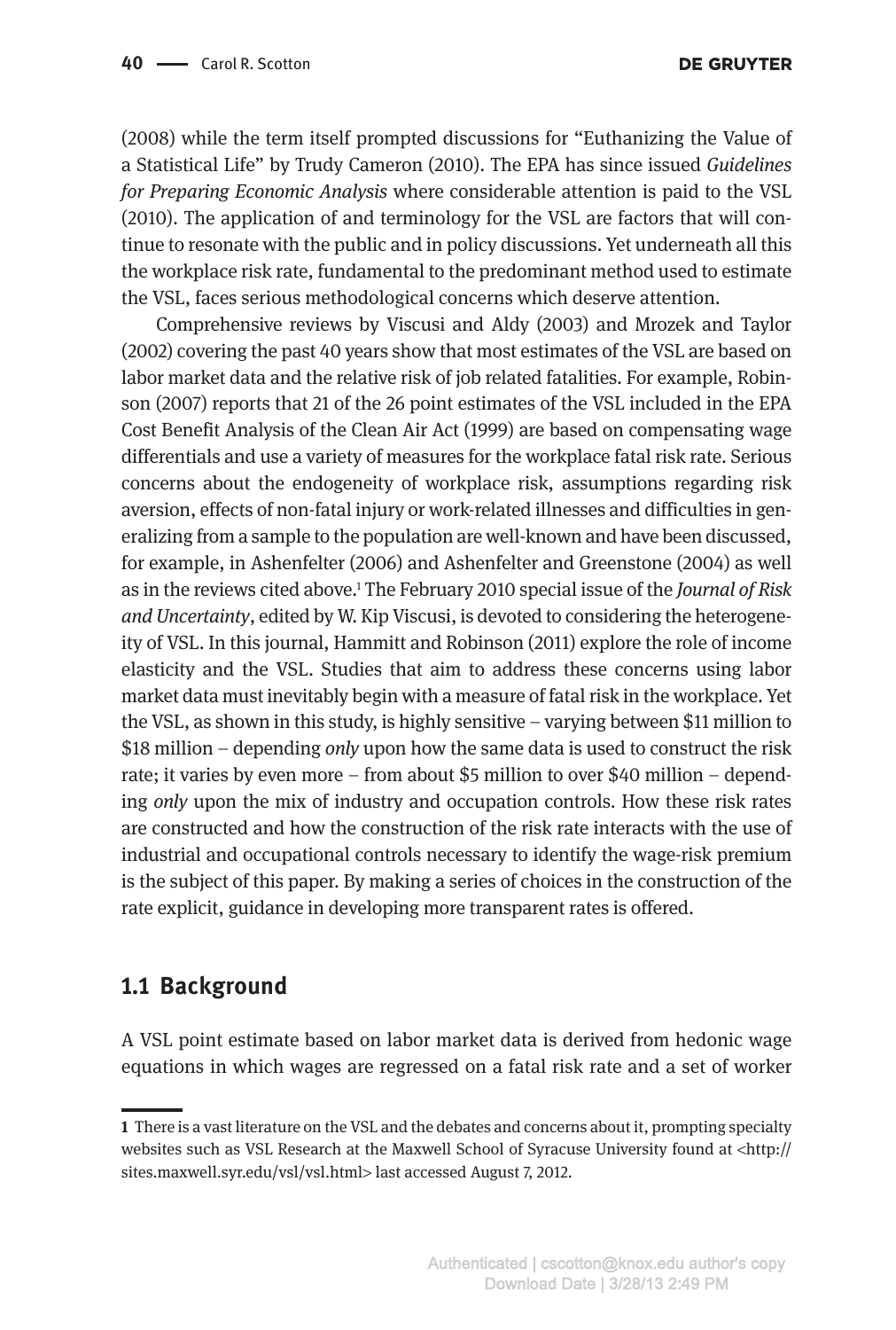(2008) while the term itself prompted discussions for "Euthanizing the Value of a Statistical Life" by Trudy Cameron (2010). The EPA has since issued *Guidelines for Preparing Economic Analysis* where considerable attention is paid to the VSL (2010). The application of and terminology for the VSL are factors that will continue to resonate with the public and in policy discussions. Yet underneath all this the workplace risk rate, fundamental to the predominant method used to estimate the VSL, faces serious methodological concerns which deserve attention.

Comprehensive reviews by Viscusi and Aldy (2003) and Mrozek and Taylor (2002) covering the past 40 years show that most estimates of the VSL are based on labor market data and the relative risk of job related fatalities. For example, Robinson (2007) reports that 21 of the 26 point estimates of the VSL included in the EPA Cost Benefit Analysis of the Clean Air Act (1999) are based on compensating wage differentials and use a variety of measures for the workplace fatal risk rate. Serious concerns about the endogeneity of workplace risk, assumptions regarding risk aversion, effects of non-fatal injury or work-related illnesses and difficulties in generalizing from a sample to the population are well-known and have been discussed, for example, in Ashenfelter (2006) and Ashenfelter and Greenstone (2004) as well as in the reviews cited above.[1] The February 2010 special issue of the *Journal of Risk and Uncertainty*, edited by W. Kip Viscusi, is devoted to considering the heterogeneity of VSL. In this journal, Hammitt and Robinson (2011) explore the role of income elasticity and the VSL. Studies that aim to address these concerns using labor market data must inevitably begin with a measure of fatal risk in the workplace. Yet the VSL, as shown in this study, is highly sensitive – varying between $11 million to $18 million – depending *only* upon how the same data is used to construct the risk rate; it varies by even more – from about $5 million to over $40 million – depending *only* upon the mix of industry and occupation controls. How these risk rates are constructed and how the construction of the risk rate interacts with the use of industrial and occupational controls necessary to identify the wage-risk premium is the subject of this paper. By making a series of choices in the construction of the rate explicit, guidance in developing more transparent rates is offered.

## 1.1 Background

A VSL point estimate based on labor market data is derived from hedonic wage equations in which wages are regressed on a fatal risk rate and a set of worker

---

**1** There is a vast literature on the VSL and the debates and concerns about it, prompting specialty websites such as VSL Research at the Maxwell School of Syracuse University found at <http://sites.maxwell.syr.edu/vsl/vsl.html> last accessed August 7, 2012.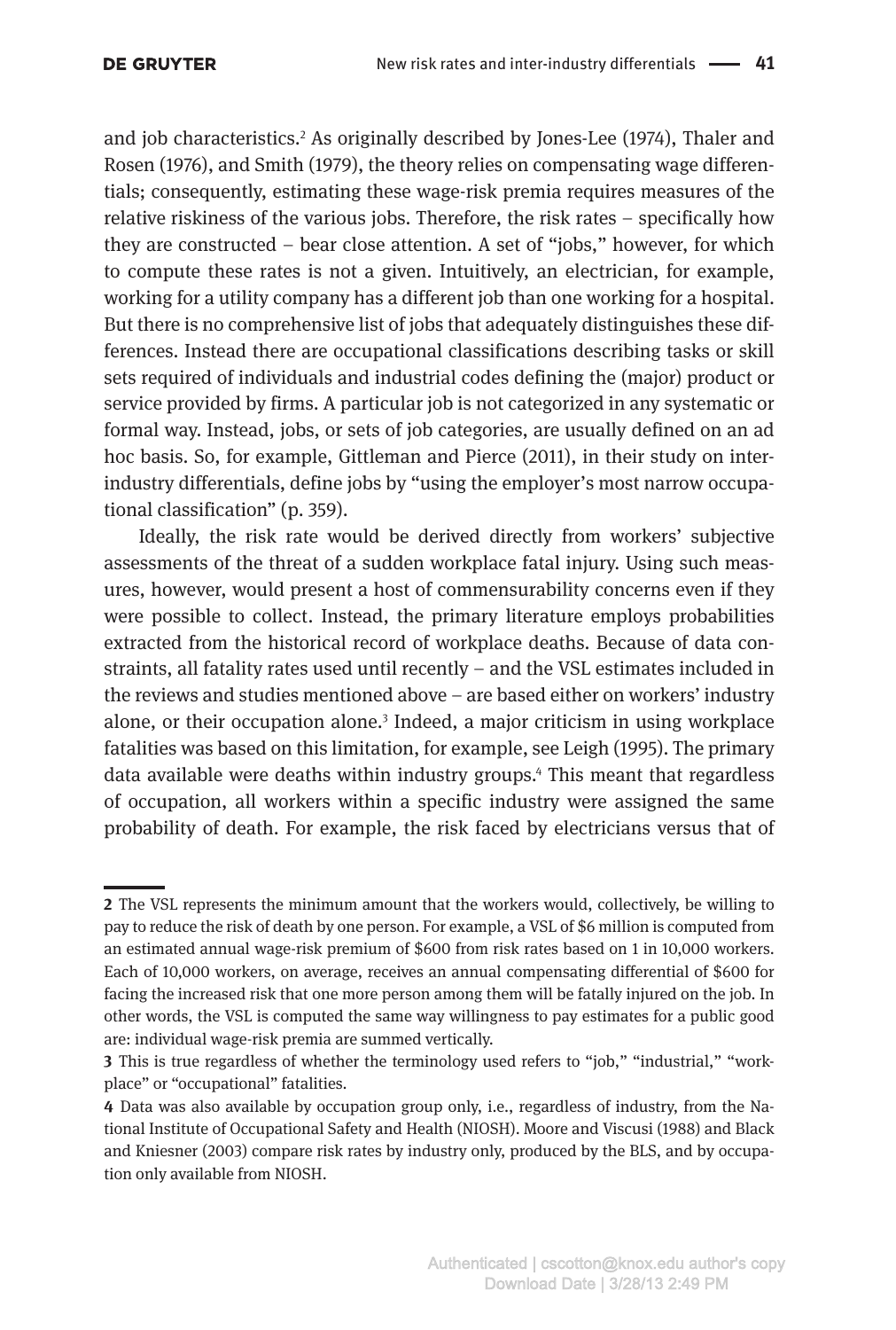and job characteristics.[2] As originally described by Jones-Lee (1974), Thaler and Rosen (1976), and Smith (1979), the theory relies on compensating wage differentials; consequently, estimating these wage-risk premia requires measures of the relative riskiness of the various jobs. Therefore, the risk rates – specifically how they are constructed – bear close attention. A set of "jobs," however, for which to compute these rates is not a given. Intuitively, an electrician, for example, working for a utility company has a different job than one working for a hospital. But there is no comprehensive list of jobs that adequately distinguishes these differences. Instead there are occupational classifications describing tasks or skill sets required of individuals and industrial codes defining the (major) product or service provided by firms. A particular job is not categorized in any systematic or formal way. Instead, jobs, or sets of job categories, are usually defined on an ad hoc basis. So, for example, Gittleman and Pierce (2011), in their study on inter-industry differentials, define jobs by "using the employer's most narrow occupational classification" (p. 359).

Ideally, the risk rate would be derived directly from workers' subjective assessments of the threat of a sudden workplace fatal injury. Using such measures, however, would present a host of commensurability concerns even if they were possible to collect. Instead, the primary literature employs probabilities extracted from the historical record of workplace deaths. Because of data constraints, all fatality rates used until recently – and the VSL estimates included in the reviews and studies mentioned above – are based either on workers' industry alone, or their occupation alone.[3] Indeed, a major criticism in using workplace fatalities was based on this limitation, for example, see Leigh (1995). The primary data available were deaths within industry groups.[4] This meant that regardless of occupation, all workers within a specific industry were assigned the same probability of death. For example, the risk faced by electricians versus that of

---

**2** The VSL represents the minimum amount that the workers would, collectively, be willing to pay to reduce the risk of death by one person. For example, a VSL of $6 million is computed from an estimated annual wage-risk premium of $600 from risk rates based on 1 in 10,000 workers. Each of 10,000 workers, on average, receives an annual compensating differential of $600 for facing the increased risk that one more person among them will be fatally injured on the job. In other words, the VSL is computed the same way willingness to pay estimates for a public good are: individual wage-risk premia are summed vertically.

**3** This is true regardless of whether the terminology used refers to "job," "industrial," "workplace" or "occupational" fatalities.

**4** Data was also available by occupation group only, i.e., regardless of industry, from the National Institute of Occupational Safety and Health (NIOSH). Moore and Viscusi (1988) and Black and Kniesner (2003) compare risk rates by industry only, produced by the BLS, and by occupation only available from NIOSH.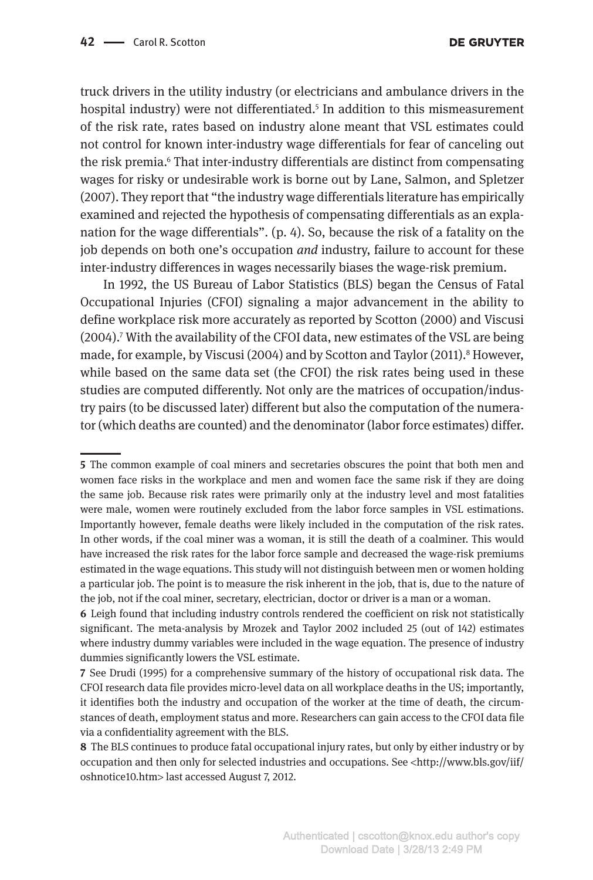truck drivers in the utility industry (or electricians and ambulance drivers in the hospital industry) were not differentiated.[5] In addition to this mismeasurement of the risk rate, rates based on industry alone meant that VSL estimates could not control for known inter-industry wage differentials for fear of canceling out the risk premia.[6] That inter-industry differentials are distinct from compensating wages for risky or undesirable work is borne out by Lane, Salmon, and Spletzer (2007). They report that "the industry wage differentials literature has empirically examined and rejected the hypothesis of compensating differentials as an explanation for the wage differentials". (p. 4). So, because the risk of a fatality on the job depends on both one's occupation *and* industry, failure to account for these inter-industry differences in wages necessarily biases the wage-risk premium.

In 1992, the US Bureau of Labor Statistics (BLS) began the Census of Fatal Occupational Injuries (CFOI) signaling a major advancement in the ability to define workplace risk more accurately as reported by Scotton (2000) and Viscusi (2004).[7] With the availability of the CFOI data, new estimates of the VSL are being made, for example, by Viscusi (2004) and by Scotton and Taylor (2011).[8] However, while based on the same data set (the CFOI) the risk rates being used in these studies are computed differently. Not only are the matrices of occupation/industry pairs (to be discussed later) different but also the computation of the numerator (which deaths are counted) and the denominator (labor force estimates) differ.

---

**5** The common example of coal miners and secretaries obscures the point that both men and women face risks in the workplace and men and women face the same risk if they are doing the same job. Because risk rates were primarily only at the industry level and most fatalities were male, women were routinely excluded from the labor force samples in VSL estimations. Importantly however, female deaths were likely included in the computation of the risk rates. In other words, if the coal miner was a woman, it is still the death of a coalminer. This would have increased the risk rates for the labor force sample and decreased the wage-risk premiums estimated in the wage equations. This study will not distinguish between men or women holding a particular job. The point is to measure the risk inherent in the job, that is, due to the nature of the job, not if the coal miner, secretary, electrician, doctor or driver is a man or a woman.

**6** Leigh found that including industry controls rendered the coefficient on risk not statistically significant. The meta-analysis by Mrozek and Taylor 2002 included 25 (out of 142) estimates where industry dummy variables were included in the wage equation. The presence of industry dummies significantly lowers the VSL estimate.

**7** See Drudi (1995) for a comprehensive summary of the history of occupational risk data. The CFOI research data file provides micro-level data on all workplace deaths in the US; importantly, it identifies both the industry and occupation of the worker at the time of death, the circumstances of death, employment status and more. Researchers can gain access to the CFOI data file via a confidentiality agreement with the BLS.

**8** The BLS continues to produce fatal occupational injury rates, but only by either industry or by occupation and then only for selected industries and occupations. See <http://www.bls.gov/iif/oshnotice10.htm> last accessed August 7, 2012.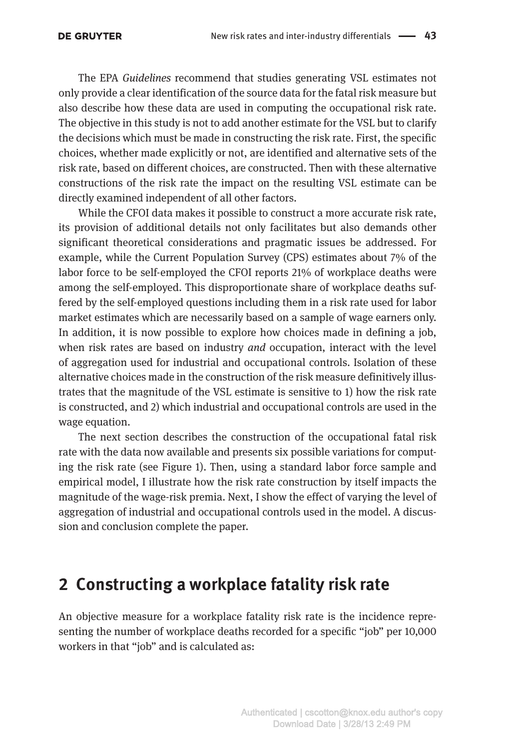The EPA *Guidelines* recommend that studies generating VSL estimates not only provide a clear identification of the source data for the fatal risk measure but also describe how these data are used in computing the occupational risk rate. The objective in this study is not to add another estimate for the VSL but to clarify the decisions which must be made in constructing the risk rate. First, the specific choices, whether made explicitly or not, are identified and alternative sets of the risk rate, based on different choices, are constructed. Then with these alternative constructions of the risk rate the impact on the resulting VSL estimate can be directly examined independent of all other factors.

While the CFOI data makes it possible to construct a more accurate risk rate, its provision of additional details not only facilitates but also demands other significant theoretical considerations and pragmatic issues be addressed. For example, while the Current Population Survey (CPS) estimates about 7% of the labor force to be self-employed the CFOI reports 21% of workplace deaths were among the self-employed. This disproportionate share of workplace deaths suffered by the self-employed questions including them in a risk rate used for labor market estimates which are necessarily based on a sample of wage earners only. In addition, it is now possible to explore how choices made in defining a job, when risk rates are based on industry *and* occupation, interact with the level of aggregation used for industrial and occupational controls. Isolation of these alternative choices made in the construction of the risk measure definitively illustrates that the magnitude of the VSL estimate is sensitive to 1) how the risk rate is constructed, and 2) which industrial and occupational controls are used in the wage equation.

The next section describes the construction of the occupational fatal risk rate with the data now available and presents six possible variations for computing the risk rate (see Figure 1). Then, using a standard labor force sample and empirical model, I illustrate how the risk rate construction by itself impacts the magnitude of the wage-risk premia. Next, I show the effect of varying the level of aggregation of industrial and occupational controls used in the model. A discussion and conclusion complete the paper.

## 2 Constructing a workplace fatality risk rate

An objective measure for a workplace fatality risk rate is the incidence representing the number of workplace deaths recorded for a specific "job" per 10,000 workers in that "job" and is calculated as: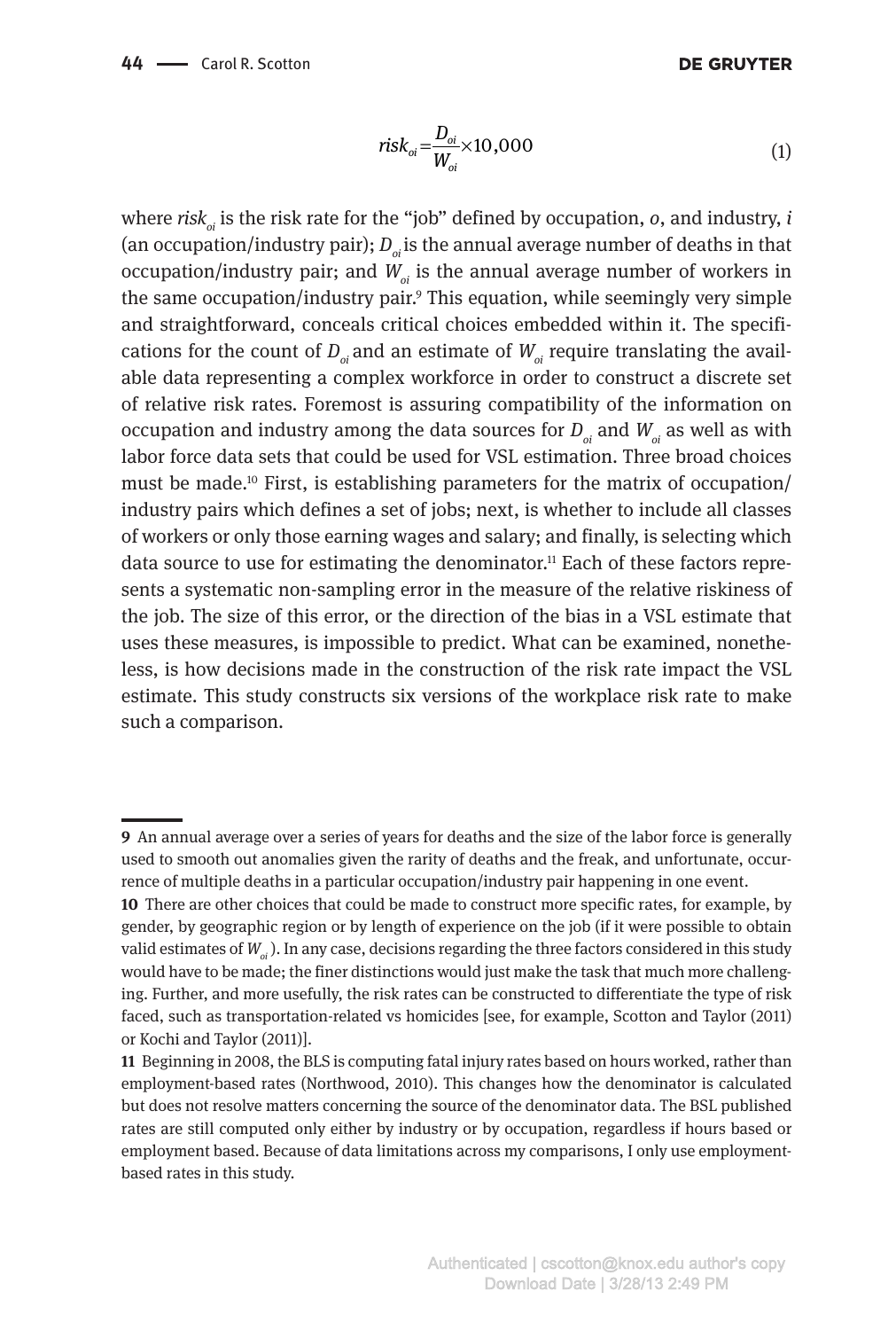$$risk_{oi} = \frac{D_{oi}}{W_{oi}} \times 10{,}000 \tag{1}$$

where $risk_{oi}$ is the risk rate for the "job" defined by occupation, $o$, and industry, $i$ (an occupation/industry pair); $D_{oi}$ is the annual average number of deaths in that occupation/industry pair; and $W_{oi}$ is the annual average number of workers in the same occupation/industry pair.[9] This equation, while seemingly very simple and straightforward, conceals critical choices embedded within it. The specifications for the count of $D_{oi}$ and an estimate of $W_{oi}$ require translating the available data representing a complex workforce in order to construct a discrete set of relative risk rates. Foremost is assuring compatibility of the information on occupation and industry among the data sources for $D_{oi}$ and $W_{oi}$ as well as with labor force data sets that could be used for VSL estimation. Three broad choices must be made.[10] First, is establishing parameters for the matrix of occupation/industry pairs which defines a set of jobs; next, is whether to include all classes of workers or only those earning wages and salary; and finally, is selecting which data source to use for estimating the denominator.[11] Each of these factors represents a systematic non-sampling error in the measure of the relative riskiness of the job. The size of this error, or the direction of the bias in a VSL estimate that uses these measures, is impossible to predict. What can be examined, nonetheless, is how decisions made in the construction of the risk rate impact the VSL estimate. This study constructs six versions of the workplace risk rate to make such a comparison.

---

**9** An annual average over a series of years for deaths and the size of the labor force is generally used to smooth out anomalies given the rarity of deaths and the freak, and unfortunate, occurrence of multiple deaths in a particular occupation/industry pair happening in one event.

**10** There are other choices that could be made to construct more specific rates, for example, by gender, by geographic region or by length of experience on the job (if it were possible to obtain valid estimates of $W_{oi}$). In any case, decisions regarding the three factors considered in this study would have to be made; the finer distinctions would just make the task that much more challenging. Further, and more usefully, the risk rates can be constructed to differentiate the type of risk faced, such as transportation-related vs homicides [see, for example, Scotton and Taylor (2011) or Kochi and Taylor (2011)].

**11** Beginning in 2008, the BLS is computing fatal injury rates based on hours worked, rather than employment-based rates (Northwood, 2010). This changes how the denominator is calculated but does not resolve matters concerning the source of the denominator data. The BSL published rates are still computed only either by industry or by occupation, regardless if hours based or employment based. Because of data limitations across my comparisons, I only use employment-based rates in this study.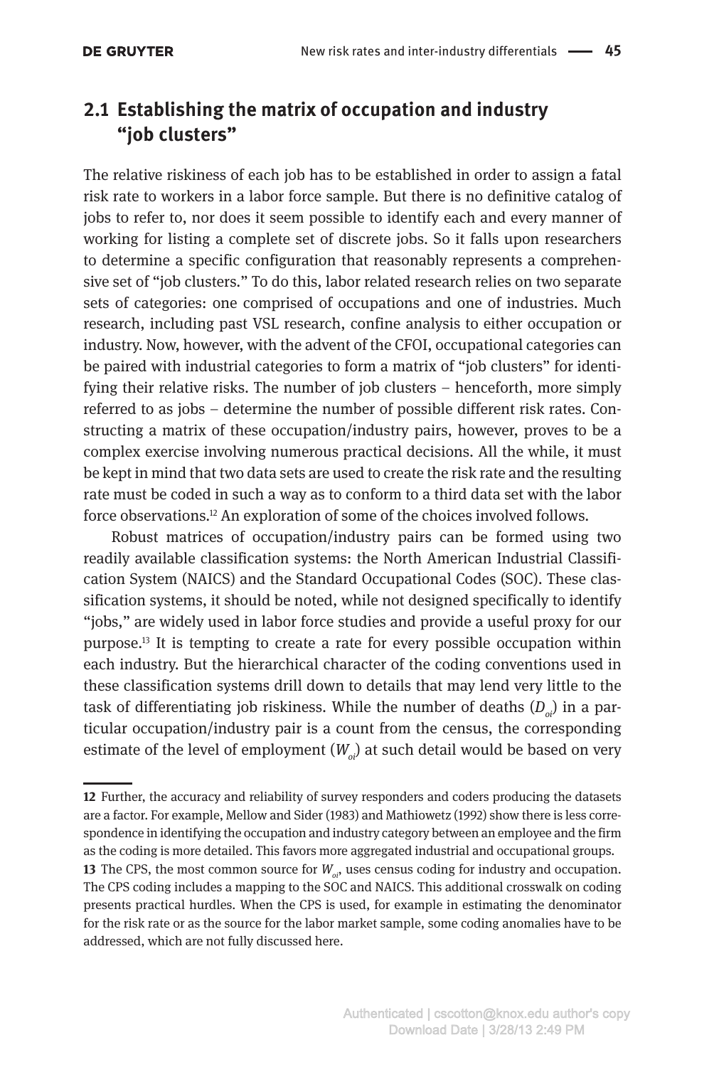## 2.1 Establishing the matrix of occupation and industry "job clusters"

The relative riskiness of each job has to be established in order to assign a fatal risk rate to workers in a labor force sample. But there is no definitive catalog of jobs to refer to, nor does it seem possible to identify each and every manner of working for listing a complete set of discrete jobs. So it falls upon researchers to determine a specific configuration that reasonably represents a comprehensive set of "job clusters." To do this, labor related research relies on two separate sets of categories: one comprised of occupations and one of industries. Much research, including past VSL research, confine analysis to either occupation or industry. Now, however, with the advent of the CFOI, occupational categories can be paired with industrial categories to form a matrix of "job clusters" for identifying their relative risks. The number of job clusters – henceforth, more simply referred to as jobs – determine the number of possible different risk rates. Constructing a matrix of these occupation/industry pairs, however, proves to be a complex exercise involving numerous practical decisions. All the while, it must be kept in mind that two data sets are used to create the risk rate and the resulting rate must be coded in such a way as to conform to a third data set with the labor force observations.[12] An exploration of some of the choices involved follows.

Robust matrices of occupation/industry pairs can be formed using two readily available classification systems: the North American Industrial Classification System (NAICS) and the Standard Occupational Codes (SOC). These classification systems, it should be noted, while not designed specifically to identify "jobs," are widely used in labor force studies and provide a useful proxy for our purpose.[13] It is tempting to create a rate for every possible occupation within each industry. But the hierarchical character of the coding conventions used in these classification systems drill down to details that may lend very little to the task of differentiating job riskiness. While the number of deaths ($D_{oi}$) in a particular occupation/industry pair is a count from the census, the corresponding estimate of the level of employment ($W_{oi}$) at such detail would be based on very

---

**12** Further, the accuracy and reliability of survey responders and coders producing the datasets are a factor. For example, Mellow and Sider (1983) and Mathiowetz (1992) show there is less correspondence in identifying the occupation and industry category between an employee and the firm as the coding is more detailed. This favors more aggregated industrial and occupational groups.

**13** The CPS, the most common source for $W_{oi}$, uses census coding for industry and occupation. The CPS coding includes a mapping to the SOC and NAICS. This additional crosswalk on coding presents practical hurdles. When the CPS is used, for example in estimating the denominator for the risk rate or as the source for the labor market sample, some coding anomalies have to be addressed, which are not fully discussed here.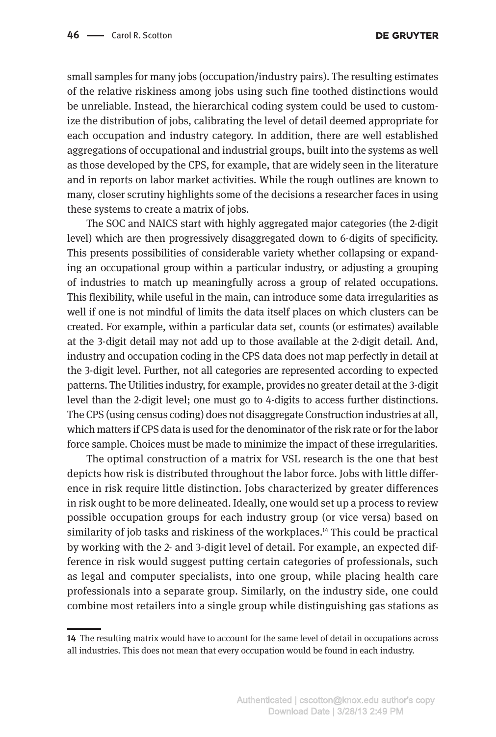small samples for many jobs (occupation/industry pairs). The resulting estimates of the relative riskiness among jobs using such fine toothed distinctions would be unreliable. Instead, the hierarchical coding system could be used to customize the distribution of jobs, calibrating the level of detail deemed appropriate for each occupation and industry category. In addition, there are well established aggregations of occupational and industrial groups, built into the systems as well as those developed by the CPS, for example, that are widely seen in the literature and in reports on labor market activities. While the rough outlines are known to many, closer scrutiny highlights some of the decisions a researcher faces in using these systems to create a matrix of jobs.

The SOC and NAICS start with highly aggregated major categories (the 2-digit level) which are then progressively disaggregated down to 6-digits of specificity. This presents possibilities of considerable variety whether collapsing or expanding an occupational group within a particular industry, or adjusting a grouping of industries to match up meaningfully across a group of related occupations. This flexibility, while useful in the main, can introduce some data irregularities as well if one is not mindful of limits the data itself places on which clusters can be created. For example, within a particular data set, counts (or estimates) available at the 3-digit detail may not add up to those available at the 2-digit detail. And, industry and occupation coding in the CPS data does not map perfectly in detail at the 3-digit level. Further, not all categories are represented according to expected patterns. The Utilities industry, for example, provides no greater detail at the 3-digit level than the 2-digit level; one must go to 4-digits to access further distinctions. The CPS (using census coding) does not disaggregate Construction industries at all, which matters if CPS data is used for the denominator of the risk rate or for the labor force sample. Choices must be made to minimize the impact of these irregularities.

The optimal construction of a matrix for VSL research is the one that best depicts how risk is distributed throughout the labor force. Jobs with little difference in risk require little distinction. Jobs characterized by greater differences in risk ought to be more delineated. Ideally, one would set up a process to review possible occupation groups for each industry group (or vice versa) based on similarity of job tasks and riskiness of the workplaces.[14] This could be practical by working with the 2- and 3-digit level of detail. For example, an expected difference in risk would suggest putting certain categories of professionals, such as legal and computer specialists, into one group, while placing health care professionals into a separate group. Similarly, on the industry side, one could combine most retailers into a single group while distinguishing gas stations as

**14** The resulting matrix would have to account for the same level of detail in occupations across all industries. This does not mean that every occupation would be found in each industry.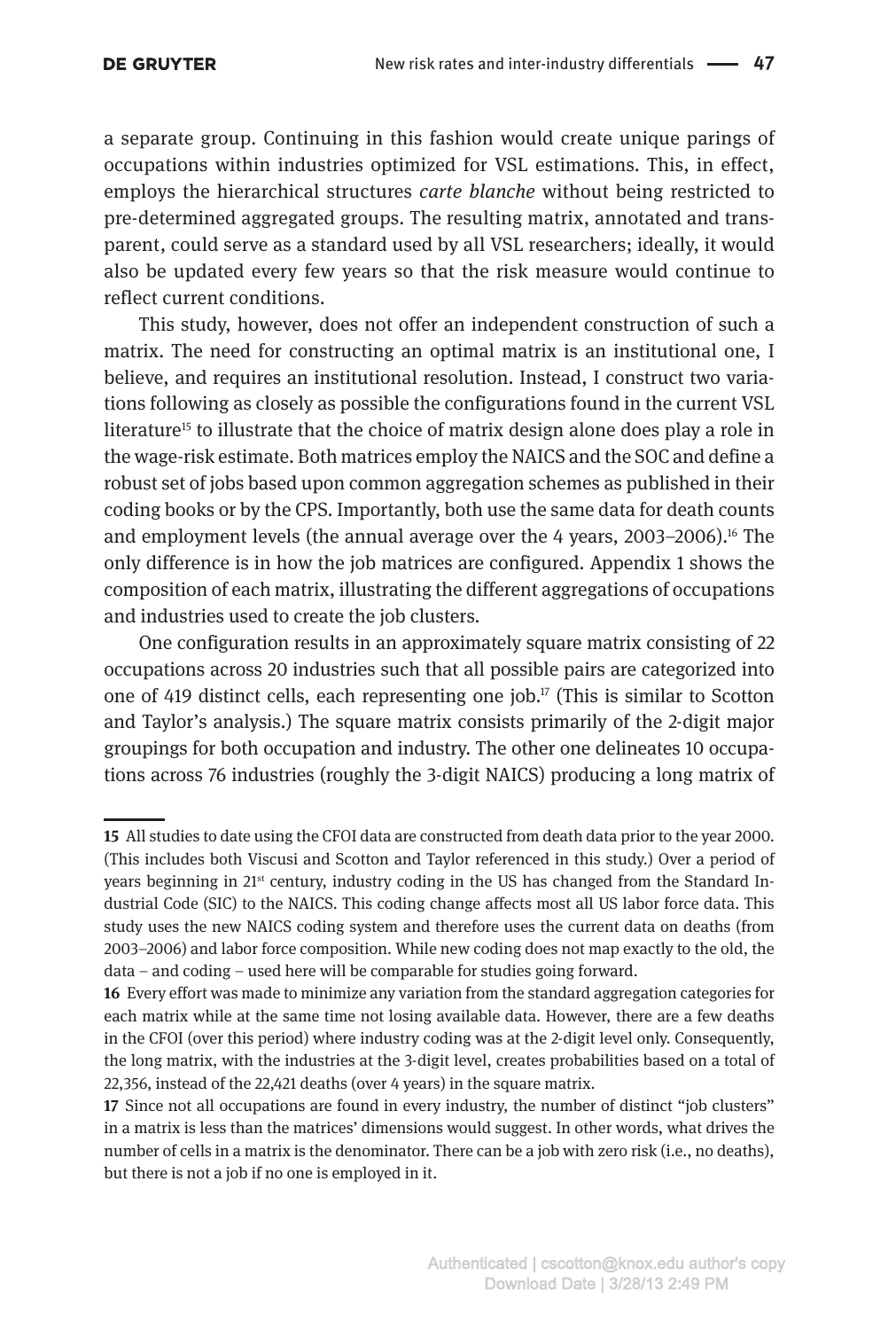a separate group. Continuing in this fashion would create unique parings of occupations within industries optimized for VSL estimations. This, in effect, employs the hierarchical structures *carte blanche* without being restricted to pre-determined aggregated groups. The resulting matrix, annotated and transparent, could serve as a standard used by all VSL researchers; ideally, it would also be updated every few years so that the risk measure would continue to reflect current conditions.

This study, however, does not offer an independent construction of such a matrix. The need for constructing an optimal matrix is an institutional one, I believe, and requires an institutional resolution. Instead, I construct two variations following as closely as possible the configurations found in the current VSL literature[15] to illustrate that the choice of matrix design alone does play a role in the wage-risk estimate. Both matrices employ the NAICS and the SOC and define a robust set of jobs based upon common aggregation schemes as published in their coding books or by the CPS. Importantly, both use the same data for death counts and employment levels (the annual average over the 4 years, 2003–2006).[16] The only difference is in how the job matrices are configured. Appendix 1 shows the composition of each matrix, illustrating the different aggregations of occupations and industries used to create the job clusters.

One configuration results in an approximately square matrix consisting of 22 occupations across 20 industries such that all possible pairs are categorized into one of 419 distinct cells, each representing one job.[17] (This is similar to Scotton and Taylor's analysis.) The square matrix consists primarily of the 2-digit major groupings for both occupation and industry. The other one delineates 10 occupations across 76 industries (roughly the 3-digit NAICS) producing a long matrix of

---

**15** All studies to date using the CFOI data are constructed from death data prior to the year 2000. (This includes both Viscusi and Scotton and Taylor referenced in this study.) Over a period of years beginning in 21st century, industry coding in the US has changed from the Standard Industrial Code (SIC) to the NAICS. This coding change affects most all US labor force data. This study uses the new NAICS coding system and therefore uses the current data on deaths (from 2003–2006) and labor force composition. While new coding does not map exactly to the old, the data – and coding – used here will be comparable for studies going forward.

**16** Every effort was made to minimize any variation from the standard aggregation categories for each matrix while at the same time not losing available data. However, there are a few deaths in the CFOI (over this period) where industry coding was at the 2-digit level only. Consequently, the long matrix, with the industries at the 3-digit level, creates probabilities based on a total of 22,356, instead of the 22,421 deaths (over 4 years) in the square matrix.

**17** Since not all occupations are found in every industry, the number of distinct "job clusters" in a matrix is less than the matrices' dimensions would suggest. In other words, what drives the number of cells in a matrix is the denominator. There can be a job with zero risk (i.e., no deaths), but there is not a job if no one is employed in it.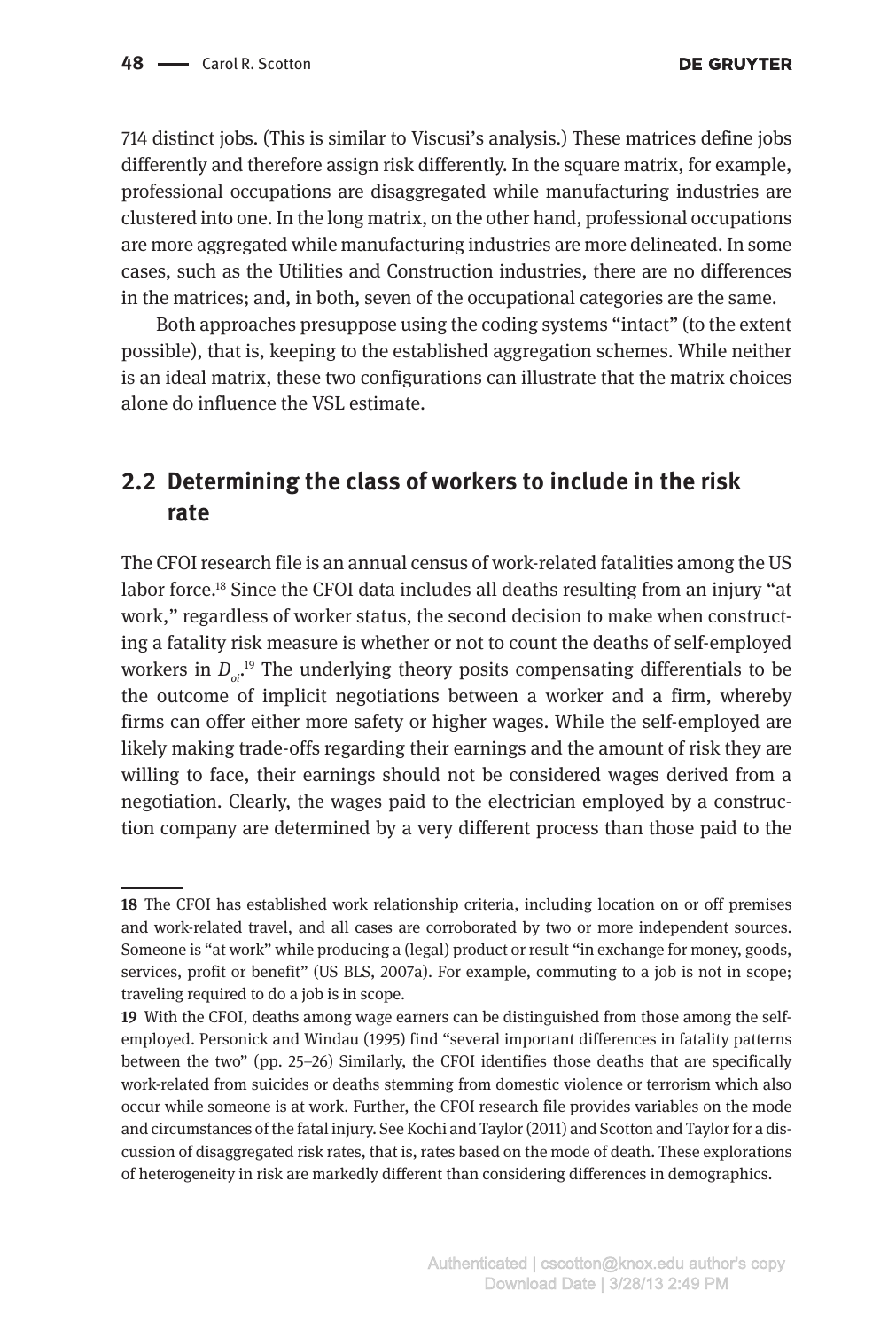714 distinct jobs. (This is similar to Viscusi's analysis.) These matrices define jobs differently and therefore assign risk differently. In the square matrix, for example, professional occupations are disaggregated while manufacturing industries are clustered into one. In the long matrix, on the other hand, professional occupations are more aggregated while manufacturing industries are more delineated. In some cases, such as the Utilities and Construction industries, there are no differences in the matrices; and, in both, seven of the occupational categories are the same.

Both approaches presuppose using the coding systems "intact" (to the extent possible), that is, keeping to the established aggregation schemes. While neither is an ideal matrix, these two configurations can illustrate that the matrix choices alone do influence the VSL estimate.

## 2.2 Determining the class of workers to include in the risk rate

The CFOI research file is an annual census of work-related fatalities among the US labor force.[18] Since the CFOI data includes all deaths resulting from an injury "at work," regardless of worker status, the second decision to make when constructing a fatality risk measure is whether or not to count the deaths of self-employed workers in $D_{oi}$.[19] The underlying theory posits compensating differentials to be the outcome of implicit negotiations between a worker and a firm, whereby firms can offer either more safety or higher wages. While the self-employed are likely making trade-offs regarding their earnings and the amount of risk they are willing to face, their earnings should not be considered wages derived from a negotiation. Clearly, the wages paid to the electrician employed by a construction company are determined by a very different process than those paid to the

---

**18** The CFOI has established work relationship criteria, including location on or off premises and work-related travel, and all cases are corroborated by two or more independent sources. Someone is "at work" while producing a (legal) product or result "in exchange for money, goods, services, profit or benefit" (US BLS, 2007a). For example, commuting to a job is not in scope; traveling required to do a job is in scope.

**19** With the CFOI, deaths among wage earners can be distinguished from those among the self-employed. Personick and Windau (1995) find "several important differences in fatality patterns between the two" (pp. 25–26) Similarly, the CFOI identifies those deaths that are specifically work-related from suicides or deaths stemming from domestic violence or terrorism which also occur while someone is at work. Further, the CFOI research file provides variables on the mode and circumstances of the fatal injury. See Kochi and Taylor (2011) and Scotton and Taylor for a discussion of disaggregated risk rates, that is, rates based on the mode of death. These explorations of heterogeneity in risk are markedly different than considering differences in demographics.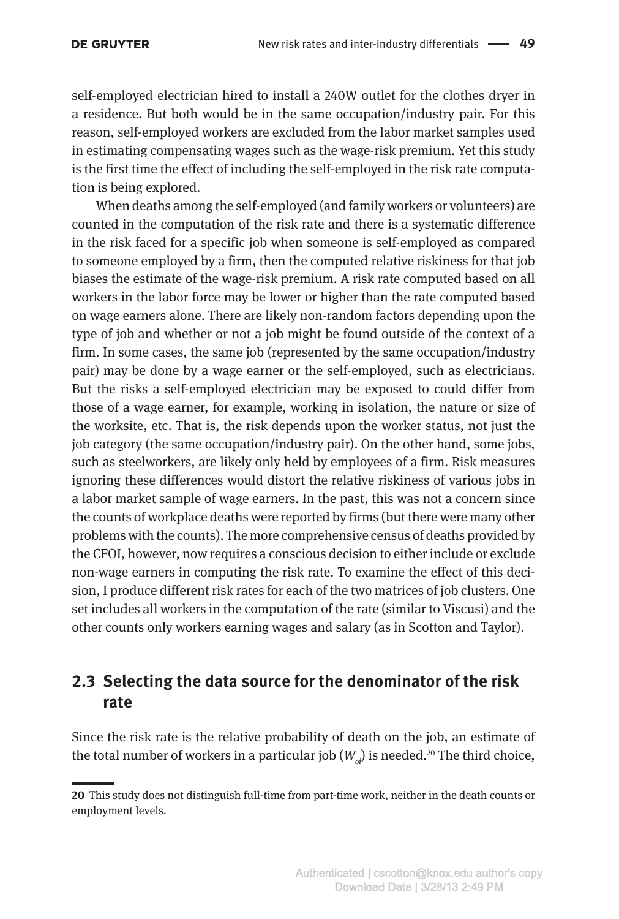self-employed electrician hired to install a 240W outlet for the clothes dryer in a residence. But both would be in the same occupation/industry pair. For this reason, self-employed workers are excluded from the labor market samples used in estimating compensating wages such as the wage-risk premium. Yet this study is the first time the effect of including the self-employed in the risk rate computation is being explored.

When deaths among the self-employed (and family workers or volunteers) are counted in the computation of the risk rate and there is a systematic difference in the risk faced for a specific job when someone is self-employed as compared to someone employed by a firm, then the computed relative riskiness for that job biases the estimate of the wage-risk premium. A risk rate computed based on all workers in the labor force may be lower or higher than the rate computed based on wage earners alone. There are likely non-random factors depending upon the type of job and whether or not a job might be found outside of the context of a firm. In some cases, the same job (represented by the same occupation/industry pair) may be done by a wage earner or the self-employed, such as electricians. But the risks a self-employed electrician may be exposed to could differ from those of a wage earner, for example, working in isolation, the nature or size of the worksite, etc. That is, the risk depends upon the worker status, not just the job category (the same occupation/industry pair). On the other hand, some jobs, such as steelworkers, are likely only held by employees of a firm. Risk measures ignoring these differences would distort the relative riskiness of various jobs in a labor market sample of wage earners. In the past, this was not a concern since the counts of workplace deaths were reported by firms (but there were many other problems with the counts). The more comprehensive census of deaths provided by the CFOI, however, now requires a conscious decision to either include or exclude non-wage earners in computing the risk rate. To examine the effect of this decision, I produce different risk rates for each of the two matrices of job clusters. One set includes all workers in the computation of the rate (similar to Viscusi) and the other counts only workers earning wages and salary (as in Scotton and Taylor).

## 2.3 Selecting the data source for the denominator of the risk rate

Since the risk rate is the relative probability of death on the job, an estimate of the total number of workers in a particular job ($W_{oi}$) is needed.[20] The third choice,

[20] This study does not distinguish full-time from part-time work, neither in the death counts or employment levels.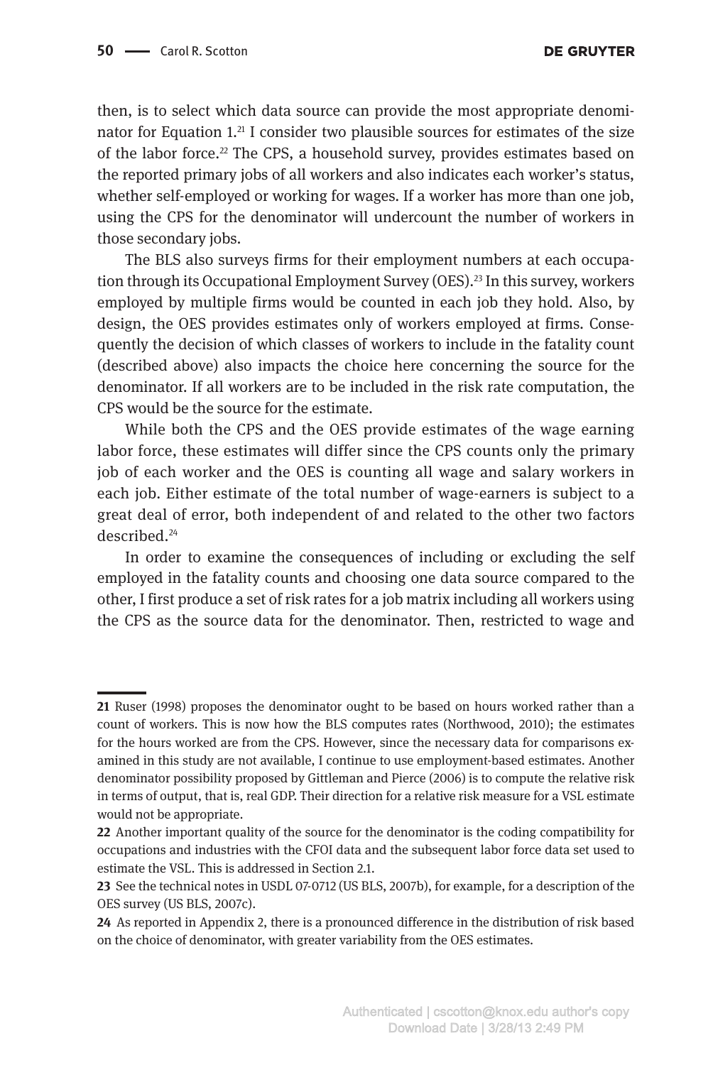then, is to select which data source can provide the most appropriate denominator for Equation 1.[21] I consider two plausible sources for estimates of the size of the labor force.[22] The CPS, a household survey, provides estimates based on the reported primary jobs of all workers and also indicates each worker's status, whether self-employed or working for wages. If a worker has more than one job, using the CPS for the denominator will undercount the number of workers in those secondary jobs.

The BLS also surveys firms for their employment numbers at each occupation through its Occupational Employment Survey (OES).[23] In this survey, workers employed by multiple firms would be counted in each job they hold. Also, by design, the OES provides estimates only of workers employed at firms. Consequently the decision of which classes of workers to include in the fatality count (described above) also impacts the choice here concerning the source for the denominator. If all workers are to be included in the risk rate computation, the CPS would be the source for the estimate.

While both the CPS and the OES provide estimates of the wage earning labor force, these estimates will differ since the CPS counts only the primary job of each worker and the OES is counting all wage and salary workers in each job. Either estimate of the total number of wage-earners is subject to a great deal of error, both independent of and related to the other two factors described.[24]

In order to examine the consequences of including or excluding the self employed in the fatality counts and choosing one data source compared to the other, I first produce a set of risk rates for a job matrix including all workers using the CPS as the source data for the denominator. Then, restricted to wage and

---

**21** Ruser (1998) proposes the denominator ought to be based on hours worked rather than a count of workers. This is now how the BLS computes rates (Northwood, 2010); the estimates for the hours worked are from the CPS. However, since the necessary data for comparisons examined in this study are not available, I continue to use employment-based estimates. Another denominator possibility proposed by Gittleman and Pierce (2006) is to compute the relative risk in terms of output, that is, real GDP. Their direction for a relative risk measure for a VSL estimate would not be appropriate.

**22** Another important quality of the source for the denominator is the coding compatibility for occupations and industries with the CFOI data and the subsequent labor force data set used to estimate the VSL. This is addressed in Section 2.1.

**23** See the technical notes in USDL 07-0712 (US BLS, 2007b), for example, for a description of the OES survey (US BLS, 2007c).

**24** As reported in Appendix 2, there is a pronounced difference in the distribution of risk based on the choice of denominator, with greater variability from the OES estimates.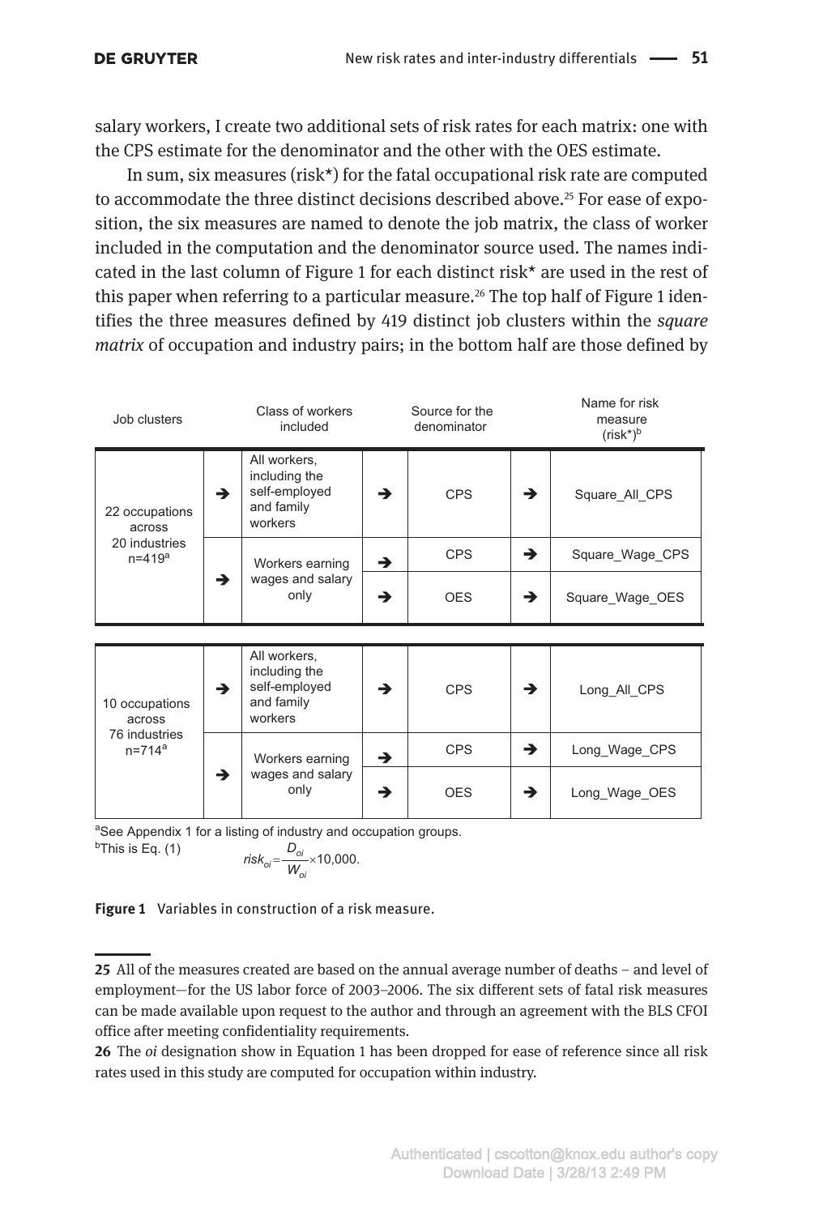salary workers, I create two additional sets of risk rates for each matrix: one with the CPS estimate for the denominator and the other with the OES estimate.

In sum, six measures (risk*) for the fatal occupational risk rate are computed to accommodate the three distinct decisions described above.[25] For ease of exposition, the six measures are named to denote the job matrix, the class of worker included in the computation and the denominator source used. The names indicated in the last column of Figure 1 for each distinct risk* are used in the rest of this paper when referring to a particular measure.[26] The top half of Figure 1 identifies the three measures defined by 419 distinct job clusters within the *square matrix* of occupation and industry pairs; in the bottom half are those defined by

| Job clusters | | Class of workers included | | Source for the denominator | | Name for risk measure (risk*)[b] |
|---|---|---|---|---|---|---|
| 22 occupations across 20 industries n=419[a] | → | All workers, including the self-employed and family workers | → | CPS | → | Square_All_CPS |
| | → | Workers earning wages and salary only | → | CPS | → | Square_Wage_CPS |
| | | | → | OES | → | Square_Wage_OES |
| 10 occupations across 76 industries n=714[a] | → | All workers, including the self-employed and family workers | → | CPS | → | Long_All_CPS |
| | → | Workers earning wages and salary only | → | CPS | → | Long_Wage_CPS |
| | | | → | OES | → | Long_Wage_OES |

[a]See Appendix 1 for a listing of industry and occupation groups.
[b]This is Eq. (1) $risk_{oi}=\frac{D_{oi}}{W_{oi}}\times 10{,}000.$

**Figure 1** Variables in construction of a risk measure.

---

**25** All of the measures created are based on the annual average number of deaths – and level of employment—for the US labor force of 2003–2006. The six different sets of fatal risk measures can be made available upon request to the author and through an agreement with the BLS CFOI office after meeting confidentiality requirements.

**26** The *oi* designation show in Equation 1 has been dropped for ease of reference since all risk rates used in this study are computed for occupation within industry.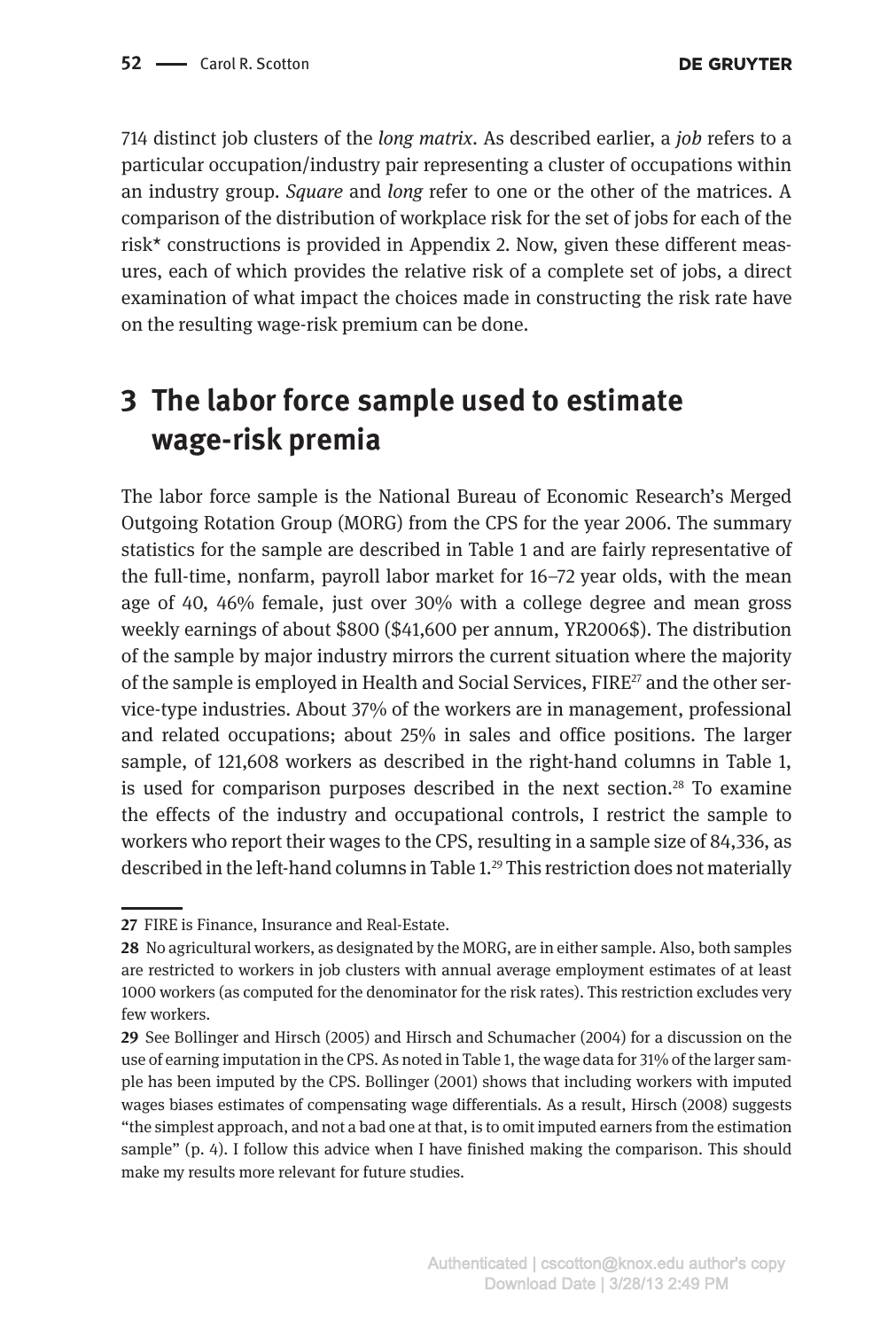714 distinct job clusters of the *long matrix*. As described earlier, a *job* refers to a particular occupation/industry pair representing a cluster of occupations within an industry group. *Square* and *long* refer to one or the other of the matrices. A comparison of the distribution of workplace risk for the set of jobs for each of the risk* constructions is provided in Appendix 2. Now, given these different measures, each of which provides the relative risk of a complete set of jobs, a direct examination of what impact the choices made in constructing the risk rate have on the resulting wage-risk premium can be done.

# 3 The labor force sample used to estimate wage-risk premia

The labor force sample is the National Bureau of Economic Research's Merged Outgoing Rotation Group (MORG) from the CPS for the year 2006. The summary statistics for the sample are described in Table 1 and are fairly representative of the full-time, nonfarm, payroll labor market for 16–72 year olds, with the mean age of 40, 46% female, just over 30% with a college degree and mean gross weekly earnings of about $800 ($41,600 per annum, YR2006$). The distribution of the sample by major industry mirrors the current situation where the majority of the sample is employed in Health and Social Services, FIRE[27] and the other service-type industries. About 37% of the workers are in management, professional and related occupations; about 25% in sales and office positions. The larger sample, of 121,608 workers as described in the right-hand columns in Table 1, is used for comparison purposes described in the next section.[28] To examine the effects of the industry and occupational controls, I restrict the sample to workers who report their wages to the CPS, resulting in a sample size of 84,336, as described in the left-hand columns in Table 1.[29] This restriction does not materially

---

27 FIRE is Finance, Insurance and Real-Estate.

28 No agricultural workers, as designated by the MORG, are in either sample. Also, both samples are restricted to workers in job clusters with annual average employment estimates of at least 1000 workers (as computed for the denominator for the risk rates). This restriction excludes very few workers.

29 See Bollinger and Hirsch (2005) and Hirsch and Schumacher (2004) for a discussion on the use of earning imputation in the CPS. As noted in Table 1, the wage data for 31% of the larger sample has been imputed by the CPS. Bollinger (2001) shows that including workers with imputed wages biases estimates of compensating wage differentials. As a result, Hirsch (2008) suggests "the simplest approach, and not a bad one at that, is to omit imputed earners from the estimation sample" (p. 4). I follow this advice when I have finished making the comparison. This should make my results more relevant for future studies.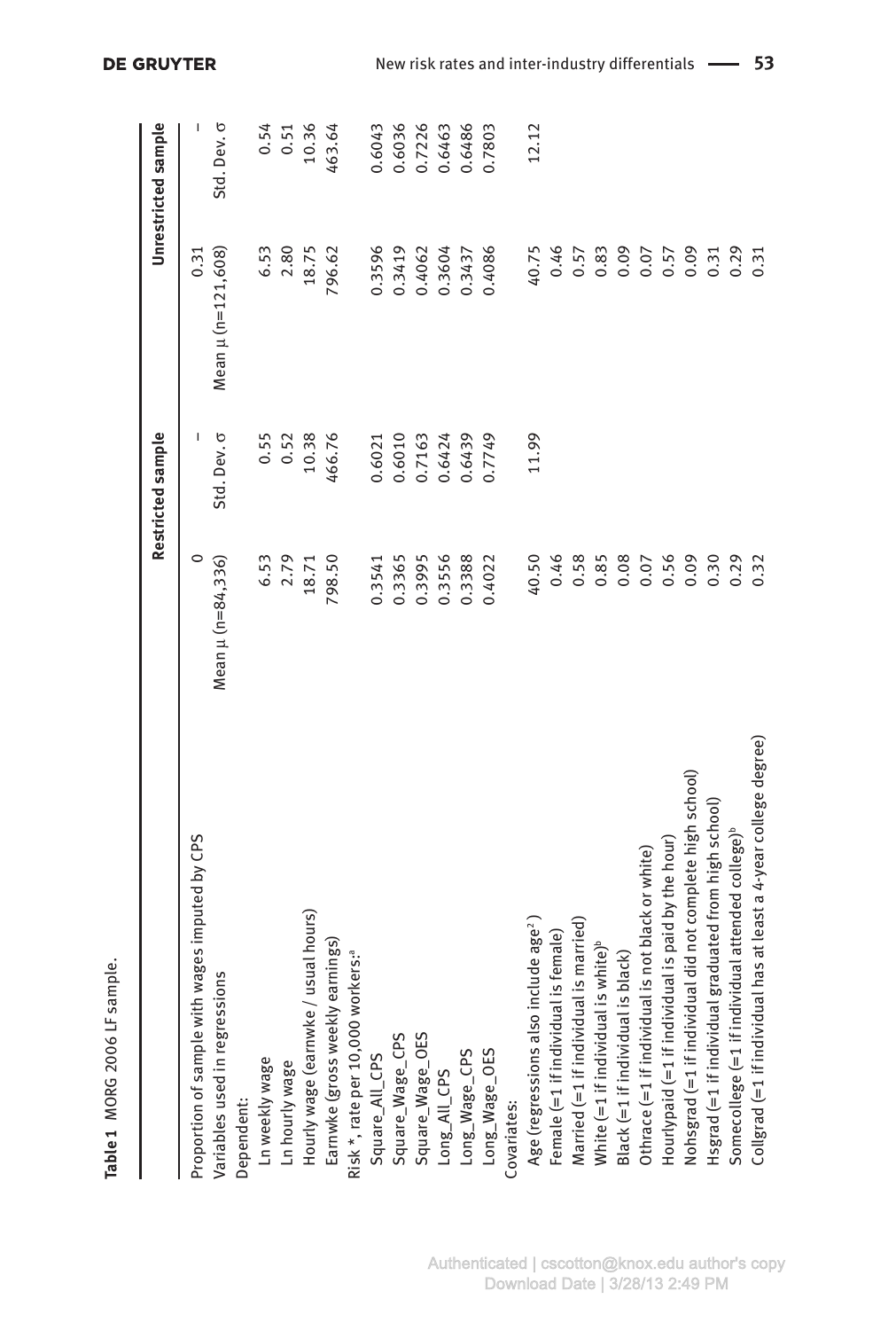**Table 1** MORG 2006 LF sample.

| | Restricted sample | | Unrestricted sample | |
|---|---|---|---|---|
| Proportion of sample with wages imputed by CPS | 0 | – | 0.31 | – |
| Variables used in regressions | Mean μ (n=84,336) | Std. Dev. σ | Mean μ (n=121,608) | Std. Dev. σ |
| Dependent: | | | | |
| Ln weekly wage | 6.53 | 0.55 | 6.53 | 0.54 |
| Ln hourly wage | 2.79 | 0.52 | 2.80 | 0.51 |
| Hourly wage (earnwke / usual hours) | 18.71 | 10.38 | 18.75 | 10.36 |
| Earnwke (gross weekly earnings) | 798.50 | 466.76 | 796.62 | 463.64 |
| Risk *, rate per 10,000 workers:[a] | | | | |
| Square_All_CPS | 0.3541 | 0.6021 | 0.3596 | 0.6043 |
| Square_Wage_CPS | 0.3365 | 0.6010 | 0.3419 | 0.6036 |
| Square_Wage_OES | 0.3995 | 0.7163 | 0.4062 | 0.7226 |
| Long_All_CPS | 0.3556 | 0.6424 | 0.3604 | 0.6463 |
| Long_Wage_CPS | 0.3388 | 0.6439 | 0.3437 | 0.6486 |
| Long_Wage_OES | 0.4022 | 0.7749 | 0.4086 | 0.7803 |
| Covariates: | | | | |
| Age (regressions also include age$^2$) | 40.50 | 11.99 | 40.75 | 12.12 |
| Female (=1 if individual is female) | 0.46 | | 0.46 | |
| Married (=1 if individual is married) | 0.58 | | 0.57 | |
| White (=1 if individual is white)[b] | 0.85 | | 0.83 | |
| Black (=1 if individual is black) | 0.08 | | 0.09 | |
| Othrace (=1 if individual is not black or white) | 0.07 | | 0.07 | |
| Hourlypaid (=1 if individual is paid by the hour) | 0.56 | | 0.57 | |
| Nohsgrad (=1 if individual did not complete high school) | 0.09 | | 0.09 | |
| Hsgrad (=1 if individual graduated from high school) | 0.30 | | 0.31 | |
| Somecollege (=1 if individual attended college)[b] | 0.29 | | 0.29 | |
| Collgrad (=1 if individual has at least a 4-year college degree) | 0.32 | | 0.31 | |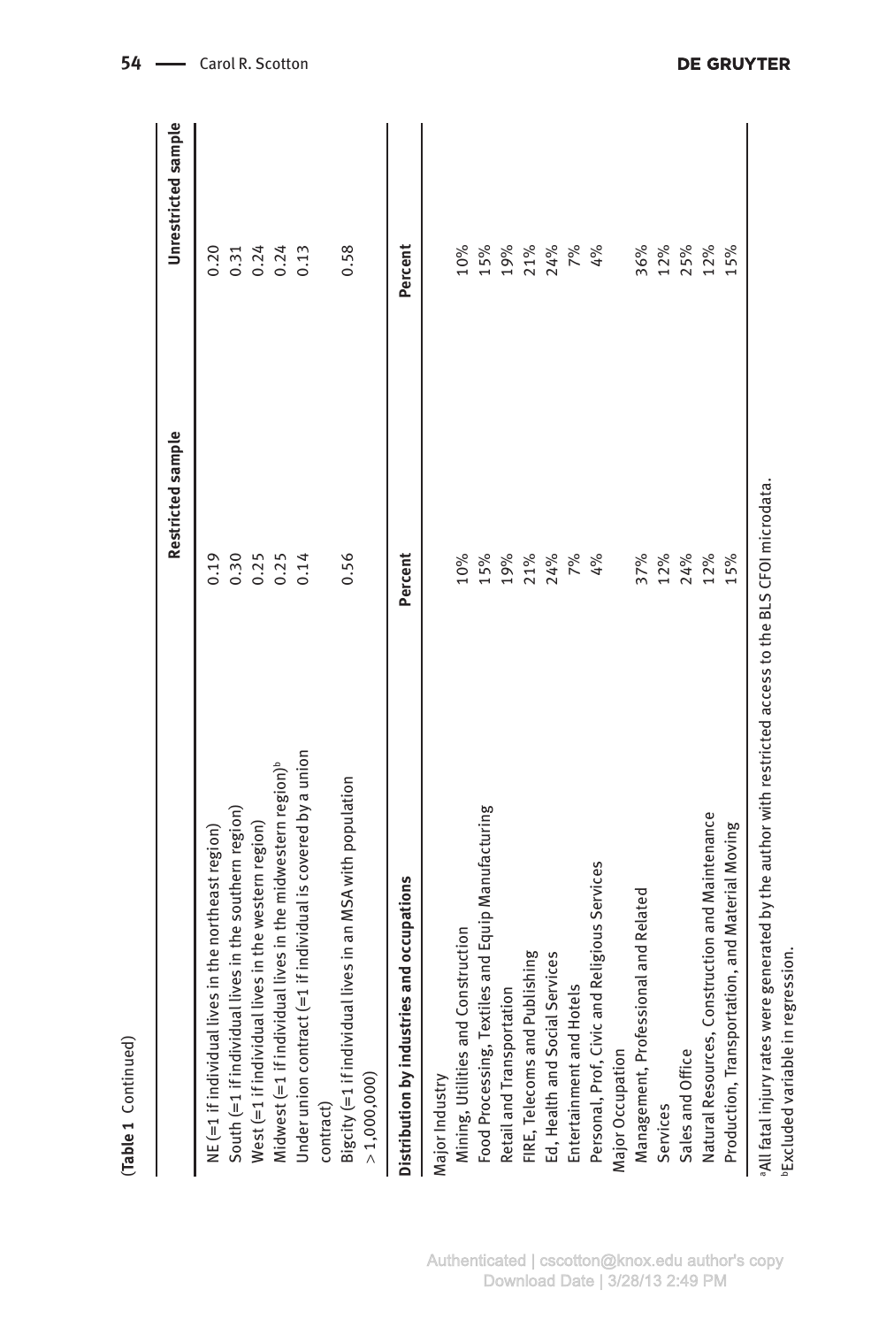(**Table 1** Continued)

| | Restricted sample | Unrestricted sample |
|---|---|---|
| NE (=1 if individual lives in the northeast region) | 0.19 | 0.20 |
| South (=1 if individual lives in the southern region) | 0.30 | 0.31 |
| West (=1 if individual lives in the western region) | 0.25 | 0.24 |
| Midwest (=1 if individual lives in the midwestern region)[b] | 0.25 | 0.24 |
| Under union contract (=1 if individual is covered by a union contract) | 0.14 | 0.13 |
| Bigcity (=1 if individual lives in an MSA with population > 1,000,000) | 0.56 | 0.58 |
| **Distribution by industries and occupations** | **Percent** | **Percent** |
| Major Industry | | |
| Mining, Utilities and Construction | 10% | 10% |
| Food Processing, Textiles and Equip Manufacturing | 15% | 15% |
| Retail and Transportation | 19% | 19% |
| FIRE, Telecoms and Publishing | 21% | 21% |
| Ed, Health and Social Services | 24% | 24% |
| Entertainment and Hotels | 7% | 7% |
| Personal, Prof, Civic and Religious Services | 4% | 4% |
| Major Occupation | | |
| Management, Professional and Related | 37% | 36% |
| Services | 12% | 12% |
| Sales and Office | 24% | 25% |
| Natural Resources, Construction and Maintenance | 12% | 12% |
| Production, Transportation, and Material Moving | 15% | 15% |

[a]All fatal injury rates were generated by the author with restricted access to the BLS CFOI microdata.
[b]Excluded variable in regression.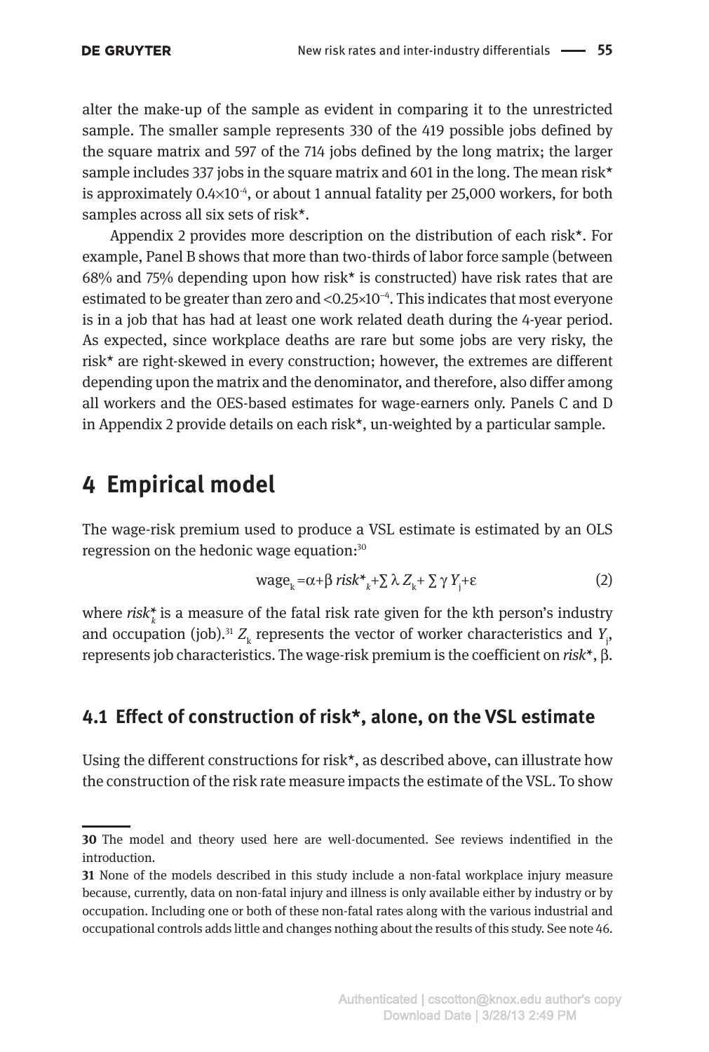alter the make-up of the sample as evident in comparing it to the unrestricted sample. The smaller sample represents 330 of the 419 possible jobs defined by the square matrix and 597 of the 714 jobs defined by the long matrix; the larger sample includes 337 jobs in the square matrix and 601 in the long. The mean risk* is approximately $0.4\times10^{-4}$, or about 1 annual fatality per 25,000 workers, for both samples across all six sets of risk*.

Appendix 2 provides more description on the distribution of each risk*. For example, Panel B shows that more than two-thirds of labor force sample (between 68% and 75% depending upon how risk* is constructed) have risk rates that are estimated to be greater than zero and $<0.25\times10^{-4}$. This indicates that most everyone is in a job that has had at least one work related death during the 4-year period. As expected, since workplace deaths are rare but some jobs are very risky, the risk* are right-skewed in every construction; however, the extremes are different depending upon the matrix and the denominator, and therefore, also differ among all workers and the OES-based estimates for wage-earners only. Panels C and D in Appendix 2 provide details on each risk*, un-weighted by a particular sample.

## 4 Empirical model

The wage-risk premium used to produce a VSL estimate is estimated by an OLS regression on the hedonic wage equation:[30]

$$\text{wage}_k = \alpha + \beta\, risk^*_k + \sum \lambda\, Z_k + \sum \gamma\, Y_j + \varepsilon \tag{2}$$

where $risk^*_k$ is a measure of the fatal risk rate given for the kth person's industry and occupation (job).[31] $Z_k$ represents the vector of worker characteristics and $Y_j$, represents job characteristics. The wage-risk premium is the coefficient on *risk**, $\beta$.

### 4.1 Effect of construction of risk*, alone, on the VSL estimate

Using the different constructions for risk*, as described above, can illustrate how the construction of the risk rate measure impacts the estimate of the VSL. To show

---

**30** The model and theory used here are well-documented. See reviews indentified in the introduction.

**31** None of the models described in this study include a non-fatal workplace injury measure because, currently, data on non-fatal injury and illness is only available either by industry or by occupation. Including one or both of these non-fatal rates along with the various industrial and occupational controls adds little and changes nothing about the results of this study. See note 46.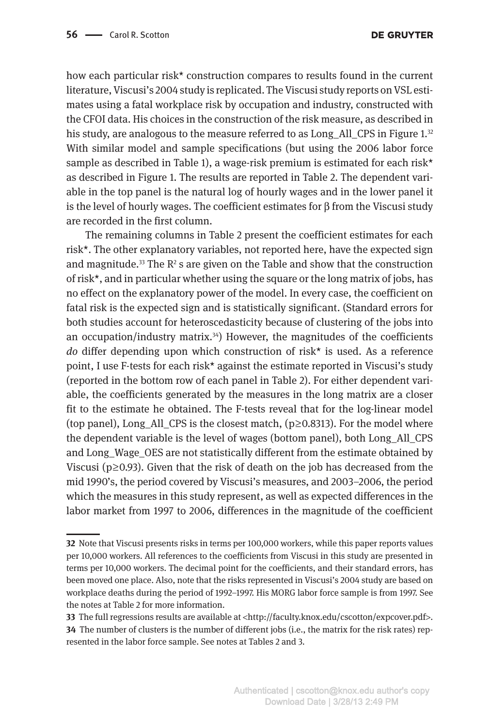how each particular risk* construction compares to results found in the current literature, Viscusi's 2004 study is replicated. The Viscusi study reports on VSL estimates using a fatal workplace risk by occupation and industry, constructed with the CFOI data. His choices in the construction of the risk measure, as described in his study, are analogous to the measure referred to as Long_All_CPS in Figure 1.[32] With similar model and sample specifications (but using the 2006 labor force sample as described in Table 1), a wage-risk premium is estimated for each risk* as described in Figure 1. The results are reported in Table 2. The dependent variable in the top panel is the natural log of hourly wages and in the lower panel it is the level of hourly wages. The coefficient estimates for $\beta$ from the Viscusi study are recorded in the first column.

The remaining columns in Table 2 present the coefficient estimates for each risk*. The other explanatory variables, not reported here, have the expected sign and magnitude.[33] The $R^2$ s are given on the Table and show that the construction of risk*, and in particular whether using the square or the long matrix of jobs, has no effect on the explanatory power of the model. In every case, the coefficient on fatal risk is the expected sign and is statistically significant. (Standard errors for both studies account for heteroscedasticity because of clustering of the jobs into an occupation/industry matrix.[34]) However, the magnitudes of the coefficients *do* differ depending upon which construction of risk* is used. As a reference point, I use F-tests for each risk* against the estimate reported in Viscusi's study (reported in the bottom row of each panel in Table 2). For either dependent variable, the coefficients generated by the measures in the long matrix are a closer fit to the estimate he obtained. The F-tests reveal that for the log-linear model (top panel), Long_All_CPS is the closest match, ($p \geq 0.8313$). For the model where the dependent variable is the level of wages (bottom panel), both Long_All_CPS and Long_Wage_OES are not statistically different from the estimate obtained by Viscusi ($p \geq 0.93$). Given that the risk of death on the job has decreased from the mid 1990's, the period covered by Viscusi's measures, and 2003–2006, the period which the measures in this study represent, as well as expected differences in the labor market from 1997 to 2006, differences in the magnitude of the coefficient

---

**32** Note that Viscusi presents risks in terms per 100,000 workers, while this paper reports values per 10,000 workers. All references to the coefficients from Viscusi in this study are presented in terms per 10,000 workers. The decimal point for the coefficients, and their standard errors, has been moved one place. Also, note that the risks represented in Viscusi's 2004 study are based on workplace deaths during the period of 1992–1997. His MORG labor force sample is from 1997. See the notes at Table 2 for more information.

**33** The full regressions results are available at <http://faculty.knox.edu/cscotton/expcover.pdf>.

**34** The number of clusters is the number of different jobs (i.e., the matrix for the risk rates) represented in the labor force sample. See notes at Tables 2 and 3.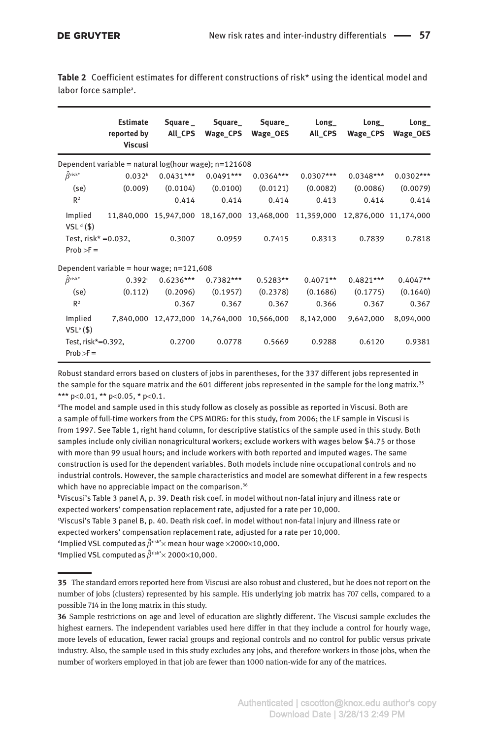**Table 2** Coefficient estimates for different constructions of risk* using the identical model and labor force sample[a].

| | Estimate reported by Viscusi | Square_ All_CPS | Square_ Wage_CPS | Square_ Wage_OES | Long_ All_CPS | Long_ Wage_CPS | Long_ Wage_OES |
|---|---|---|---|---|---|---|---|
| Dependent variable = natural log(hour wage); n=121608 | | | | | | | |
| $\hat{\beta}^{risk^*}$ | 0.032[b] | 0.0431*** | 0.0491*** | 0.0364*** | 0.0307*** | 0.0348*** | 0.0302*** |
| (se) | (0.009) | (0.0104) | (0.0100) | (0.0121) | (0.0082) | (0.0086) | (0.0079) |
| $R^2$ | | 0.414 | 0.414 | 0.414 | 0.413 | 0.414 | 0.414 |
| Implied VSL[d] ($) | 11,840,000 | 15,947,000 | 18,167,000 | 13,468,000 | 11,359,000 | 12,876,000 | 11,174,000 |
| Test, risk* =0.032, Prob >F = | | 0.3007 | 0.0959 | 0.7415 | 0.8313 | 0.7839 | 0.7818 |
| Dependent variable = hour wage; n=121,608 | | | | | | | |
| $\hat{\beta}^{risk^*}$ | 0.392[c] | 0.6236*** | 0.7382*** | 0.5283** | 0.4071** | 0.4821*** | 0.4047** |
| (se) | (0.112) | (0.2096) | (0.1957) | (0.2378) | (0.1686) | (0.1775) | (0.1640) |
| $R^2$ | | 0.367 | 0.367 | 0.367 | 0.366 | 0.367 | 0.367 |
| Implied VSL[e] ($) | 7,840,000 | 12,472,000 | 14,764,000 | 10,566,000 | 8,142,000 | 9,642,000 | 8,094,000 |
| Test, risk*=0.392, Prob >F = | | 0.2700 | 0.0778 | 0.5669 | 0.9288 | 0.6120 | 0.9381 |

Robust standard errors based on clusters of jobs in parentheses, for the 337 different jobs represented in the sample for the square matrix and the 601 different jobs represented in the sample for the long matrix.[35]
*** $p<0.01$, ** $p<0.05$, * $p<0.1$.

[a]The model and sample used in this study follow as closely as possible as reported in Viscusi. Both are a sample of full-time workers from the CPS MORG: for this study, from 2006; the LF sample in Viscusi is from 1997. See Table 1, right hand column, for descriptive statistics of the sample used in this study. Both samples include only civilian nonagricultural workers; exclude workers with wages below $4.75 or those with more than 99 usual hours; and include workers with both reported and imputed wages. The same construction is used for the dependent variables. Both models include nine occupational controls and no industrial controls. However, the sample characteristics and model are somewhat different in a few respects which have no appreciable impact on the comparison.[36]

[b]Viscusi's Table 3 panel A, p. 39. Death risk coef. in model without non-fatal injury and illness rate or expected workers' compensation replacement rate, adjusted for a rate per 10,000.

[c]Viscusi's Table 3 panel B, p. 40. Death risk coef. in model without non-fatal injury and illness rate or expected workers' compensation replacement rate, adjusted for a rate per 10,000.

[d]Implied VSL computed as $\hat{\beta}^{risk^*} \times$ mean hour wage $\times 2000 \times 10{,}000$.

[e]Implied VSL computed as $\hat{\beta}^{risk^*} \times 2000 \times 10{,}000$.

---

35 The standard errors reported here from Viscusi are also robust and clustered, but he does not report on the number of jobs (clusters) represented by his sample. His underlying job matrix has 707 cells, compared to a possible 714 in the long matrix in this study.

36 Sample restrictions on age and level of education are slightly different. The Viscusi sample excludes the highest earners. The independent variables used here differ in that they include a control for hourly wage, more levels of education, fewer racial groups and regional controls and no control for public versus private industry. Also, the sample used in this study excludes any jobs, and therefore workers in those jobs, when the number of workers employed in that job are fewer than 1000 nation-wide for any of the matrices.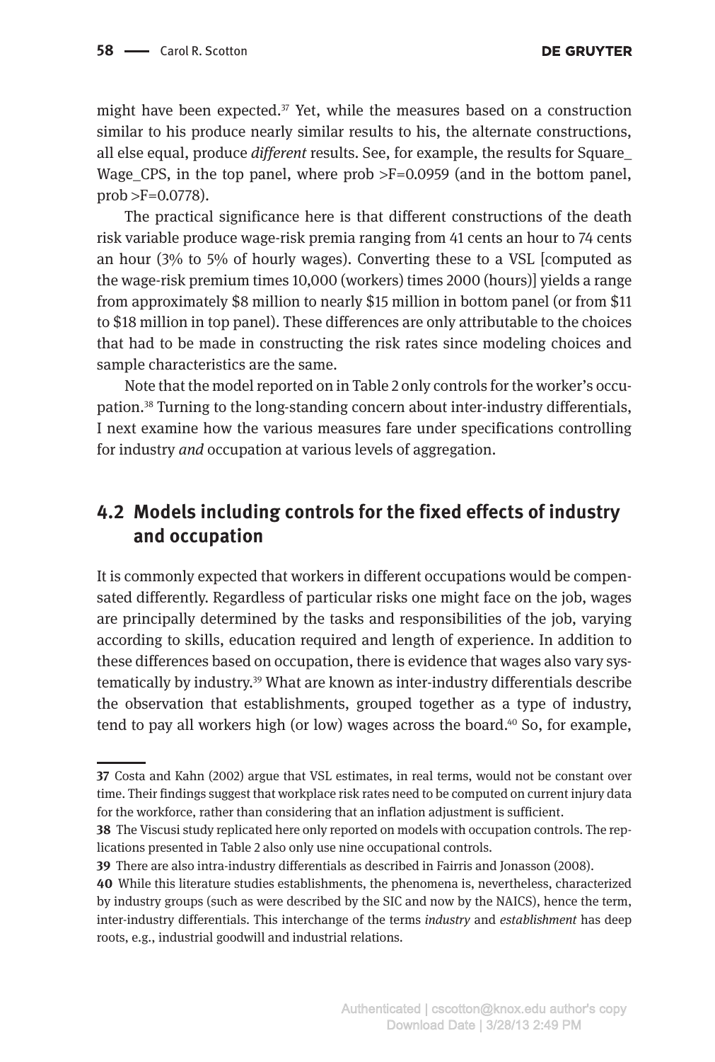might have been expected.[37] Yet, while the measures based on a construction similar to his produce nearly similar results to his, the alternate constructions, all else equal, produce *different* results. See, for example, the results for Square_Wage_CPS, in the top panel, where prob >F=0.0959 (and in the bottom panel, prob >F=0.0778).

The practical significance here is that different constructions of the death risk variable produce wage-risk premia ranging from 41 cents an hour to 74 cents an hour (3% to 5% of hourly wages). Converting these to a VSL [computed as the wage-risk premium times 10,000 (workers) times 2000 (hours)] yields a range from approximately $8 million to nearly $15 million in bottom panel (or from $11 to $18 million in top panel). These differences are only attributable to the choices that had to be made in constructing the risk rates since modeling choices and sample characteristics are the same.

Note that the model reported on in Table 2 only controls for the worker's occupation.[38] Turning to the long-standing concern about inter-industry differentials, I next examine how the various measures fare under specifications controlling for industry *and* occupation at various levels of aggregation.

## 4.2 Models including controls for the fixed effects of industry and occupation

It is commonly expected that workers in different occupations would be compensated differently. Regardless of particular risks one might face on the job, wages are principally determined by the tasks and responsibilities of the job, varying according to skills, education required and length of experience. In addition to these differences based on occupation, there is evidence that wages also vary systematically by industry.[39] What are known as inter-industry differentials describe the observation that establishments, grouped together as a type of industry, tend to pay all workers high (or low) wages across the board.[40] So, for example,

---

**37** Costa and Kahn (2002) argue that VSL estimates, in real terms, would not be constant over time. Their findings suggest that workplace risk rates need to be computed on current injury data for the workforce, rather than considering that an inflation adjustment is sufficient.

**38** The Viscusi study replicated here only reported on models with occupation controls. The replications presented in Table 2 also only use nine occupational controls.

**39** There are also intra-industry differentials as described in Fairris and Jonasson (2008).

**40** While this literature studies establishments, the phenomena is, nevertheless, characterized by industry groups (such as were described by the SIC and now by the NAICS), hence the term, inter-industry differentials. This interchange of the terms *industry* and *establishment* has deep roots, e.g., industrial goodwill and industrial relations.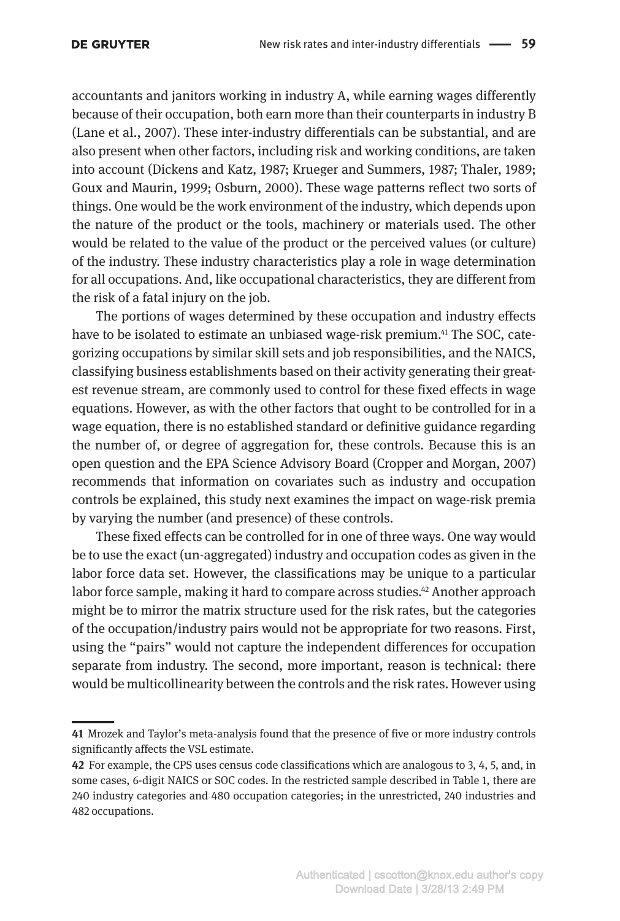accountants and janitors working in industry A, while earning wages differently because of their occupation, both earn more than their counterparts in industry B (Lane et al., 2007). These inter-industry differentials can be substantial, and are also present when other factors, including risk and working conditions, are taken into account (Dickens and Katz, 1987; Krueger and Summers, 1987; Thaler, 1989; Goux and Maurin, 1999; Osburn, 2000). These wage patterns reflect two sorts of things. One would be the work environment of the industry, which depends upon the nature of the product or the tools, machinery or materials used. The other would be related to the value of the product or the perceived values (or culture) of the industry. These industry characteristics play a role in wage determination for all occupations. And, like occupational characteristics, they are different from the risk of a fatal injury on the job.

The portions of wages determined by these occupation and industry effects have to be isolated to estimate an unbiased wage-risk premium.[41] The SOC, categorizing occupations by similar skill sets and job responsibilities, and the NAICS, classifying business establishments based on their activity generating their greatest revenue stream, are commonly used to control for these fixed effects in wage equations. However, as with the other factors that ought to be controlled for in a wage equation, there is no established standard or definitive guidance regarding the number of, or degree of aggregation for, these controls. Because this is an open question and the EPA Science Advisory Board (Cropper and Morgan, 2007) recommends that information on covariates such as industry and occupation controls be explained, this study next examines the impact on wage-risk premia by varying the number (and presence) of these controls.

These fixed effects can be controlled for in one of three ways. One way would be to use the exact (un-aggregated) industry and occupation codes as given in the labor force data set. However, the classifications may be unique to a particular labor force sample, making it hard to compare across studies.[42] Another approach might be to mirror the matrix structure used for the risk rates, but the categories of the occupation/industry pairs would not be appropriate for two reasons. First, using the "pairs" would not capture the independent differences for occupation separate from industry. The second, more important, reason is technical: there would be multicollinearity between the controls and the risk rates. However using

---

**41** Mrozek and Taylor's meta-analysis found that the presence of five or more industry controls significantly affects the VSL estimate.

**42** For example, the CPS uses census code classifications which are analogous to 3, 4, 5, and, in some cases, 6-digit NAICS or SOC codes. In the restricted sample described in Table 1, there are 240 industry categories and 480 occupation categories; in the unrestricted, 240 industries and 482 occupations.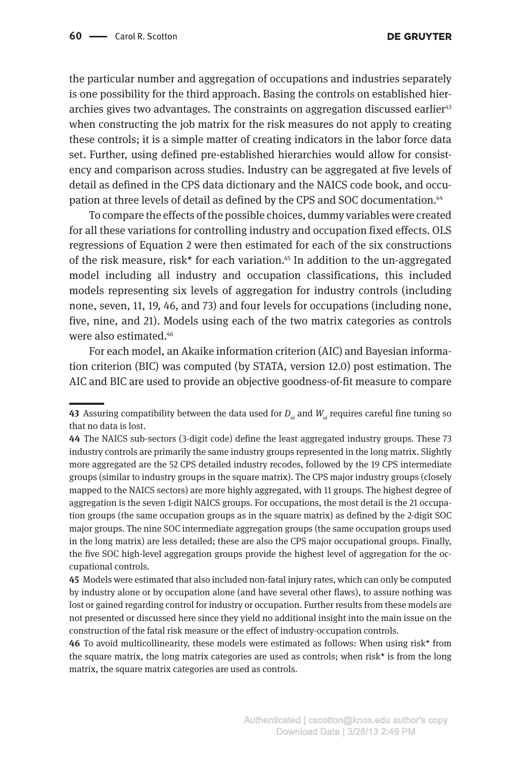the particular number and aggregation of occupations and industries separately is one possibility for the third approach. Basing the controls on established hierarchies gives two advantages. The constraints on aggregation discussed earlier[43] when constructing the job matrix for the risk measures do not apply to creating these controls; it is a simple matter of creating indicators in the labor force data set. Further, using defined pre-established hierarchies would allow for consistency and comparison across studies. Industry can be aggregated at five levels of detail as defined in the CPS data dictionary and the NAICS code book, and occupation at three levels of detail as defined by the CPS and SOC documentation.[44]

To compare the effects of the possible choices, dummy variables were created for all these variations for controlling industry and occupation fixed effects. OLS regressions of Equation 2 were then estimated for each of the six constructions of the risk measure, risk* for each variation.[45] In addition to the un-aggregated model including all industry and occupation classifications, this included models representing six levels of aggregation for industry controls (including none, seven, 11, 19, 46, and 73) and four levels for occupations (including none, five, nine, and 21). Models using each of the two matrix categories as controls were also estimated.[46]

For each model, an Akaike information criterion (AIC) and Bayesian information criterion (BIC) was computed (by STATA, version 12.0) post estimation. The AIC and BIC are used to provide an objective goodness-of-fit measure to compare

---

**43** Assuring compatibility between the data used for $D_{oi}$ and $W_{oi}$ requires careful fine tuning so that no data is lost.

**44** The NAICS sub-sectors (3-digit code) define the least aggregated industry groups. These 73 industry controls are primarily the same industry groups represented in the long matrix. Slightly more aggregated are the 52 CPS detailed industry recodes, followed by the 19 CPS intermediate groups (similar to industry groups in the square matrix). The CPS major industry groups (closely mapped to the NAICS sectors) are more highly aggregated, with 11 groups. The highest degree of aggregation is the seven 1-digit NAICS groups. For occupations, the most detail is the 21 occupation groups (the same occupation groups as in the square matrix) as defined by the 2-digit SOC major groups. The nine SOC intermediate aggregation groups (the same occupation groups used in the long matrix) are less detailed; these are also the CPS major occupational groups. Finally, the five SOC high-level aggregation groups provide the highest level of aggregation for the occupational controls.

**45** Models were estimated that also included non-fatal injury rates, which can only be computed by industry alone or by occupation alone (and have several other flaws), to assure nothing was lost or gained regarding control for industry or occupation. Further results from these models are not presented or discussed here since they yield no additional insight into the main issue on the construction of the fatal risk measure or the effect of industry-occupation controls.

**46** To avoid multicollinearity, these models were estimated as follows: When using risk* from the square matrix, the long matrix categories are used as controls; when risk* is from the long matrix, the square matrix categories are used as controls.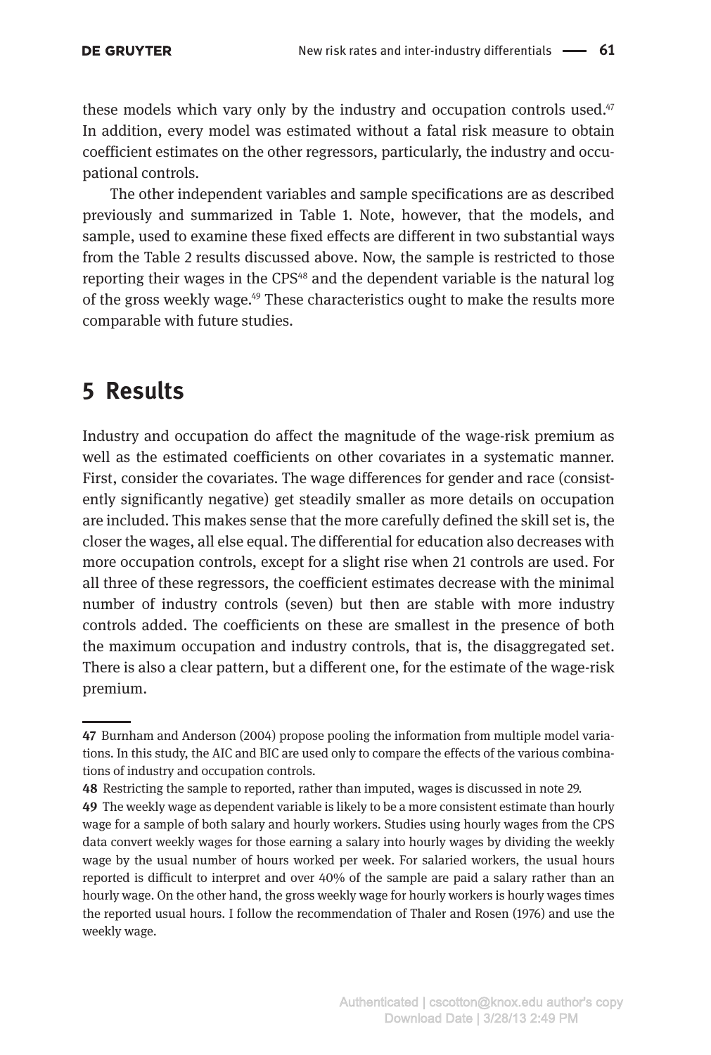these models which vary only by the industry and occupation controls used.[47] In addition, every model was estimated without a fatal risk measure to obtain coefficient estimates on the other regressors, particularly, the industry and occupational controls.

The other independent variables and sample specifications are as described previously and summarized in Table 1. Note, however, that the models, and sample, used to examine these fixed effects are different in two substantial ways from the Table 2 results discussed above. Now, the sample is restricted to those reporting their wages in the CPS[48] and the dependent variable is the natural log of the gross weekly wage.[49] These characteristics ought to make the results more comparable with future studies.

## 5 Results

Industry and occupation do affect the magnitude of the wage-risk premium as well as the estimated coefficients on other covariates in a systematic manner. First, consider the covariates. The wage differences for gender and race (consistently significantly negative) get steadily smaller as more details on occupation are included. This makes sense that the more carefully defined the skill set is, the closer the wages, all else equal. The differential for education also decreases with more occupation controls, except for a slight rise when 21 controls are used. For all three of these regressors, the coefficient estimates decrease with the minimal number of industry controls (seven) but then are stable with more industry controls added. The coefficients on these are smallest in the presence of both the maximum occupation and industry controls, that is, the disaggregated set. There is also a clear pattern, but a different one, for the estimate of the wage-risk premium.

---

**47** Burnham and Anderson (2004) propose pooling the information from multiple model variations. In this study, the AIC and BIC are used only to compare the effects of the various combinations of industry and occupation controls.

**48** Restricting the sample to reported, rather than imputed, wages is discussed in note 29.

**49** The weekly wage as dependent variable is likely to be a more consistent estimate than hourly wage for a sample of both salary and hourly workers. Studies using hourly wages from the CPS data convert weekly wages for those earning a salary into hourly wages by dividing the weekly wage by the usual number of hours worked per week. For salaried workers, the usual hours reported is difficult to interpret and over 40% of the sample are paid a salary rather than an hourly wage. On the other hand, the gross weekly wage for hourly workers is hourly wages times the reported usual hours. I follow the recommendation of Thaler and Rosen (1976) and use the weekly wage.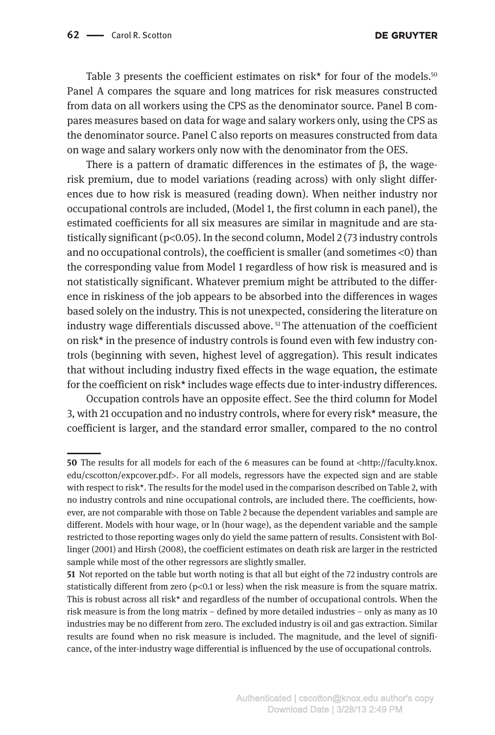Table 3 presents the coefficient estimates on risk* for four of the models.[50] Panel A compares the square and long matrices for risk measures constructed from data on all workers using the CPS as the denominator source. Panel B compares measures based on data for wage and salary workers only, using the CPS as the denominator source. Panel C also reports on measures constructed from data on wage and salary workers only now with the denominator from the OES.

There is a pattern of dramatic differences in the estimates of β, the wage-risk premium, due to model variations (reading across) with only slight differences due to how risk is measured (reading down). When neither industry nor occupational controls are included, (Model 1, the first column in each panel), the estimated coefficients for all six measures are similar in magnitude and are statistically significant ($p<0.05$). In the second column, Model 2 (73 industry controls and no occupational controls), the coefficient is smaller (and sometimes <0) than the corresponding value from Model 1 regardless of how risk is measured and is not statistically significant. Whatever premium might be attributed to the difference in riskiness of the job appears to be absorbed into the differences in wages based solely on the industry. This is not unexpected, considering the literature on industry wage differentials discussed above.[51] The attenuation of the coefficient on risk* in the presence of industry controls is found even with few industry controls (beginning with seven, highest level of aggregation). This result indicates that without including industry fixed effects in the wage equation, the estimate for the coefficient on risk* includes wage effects due to inter-industry differences.

Occupation controls have an opposite effect. See the third column for Model 3, with 21 occupation and no industry controls, where for every risk* measure, the coefficient is larger, and the standard error smaller, compared to the no control

---

**50** The results for all models for each of the 6 measures can be found at <http://faculty.knox.edu/cscotton/expcover.pdf>. For all models, regressors have the expected sign and are stable with respect to risk*. The results for the model used in the comparison described on Table 2, with no industry controls and nine occupational controls, are included there. The coefficients, however, are not comparable with those on Table 2 because the dependent variables and sample are different. Models with hour wage, or ln (hour wage), as the dependent variable and the sample restricted to those reporting wages only do yield the same pattern of results. Consistent with Bollinger (2001) and Hirsh (2008), the coefficient estimates on death risk are larger in the restricted sample while most of the other regressors are slightly smaller.

**51** Not reported on the table but worth noting is that all but eight of the 72 industry controls are statistically different from zero ($p<0.1$ or less) when the risk measure is from the square matrix. This is robust across all risk* and regardless of the number of occupational controls. When the risk measure is from the long matrix – defined by more detailed industries – only as many as 10 industries may be no different from zero. The excluded industry is oil and gas extraction. Similar results are found when no risk measure is included. The magnitude, and the level of significance, of the inter-industry wage differential is influenced by the use of occupational controls.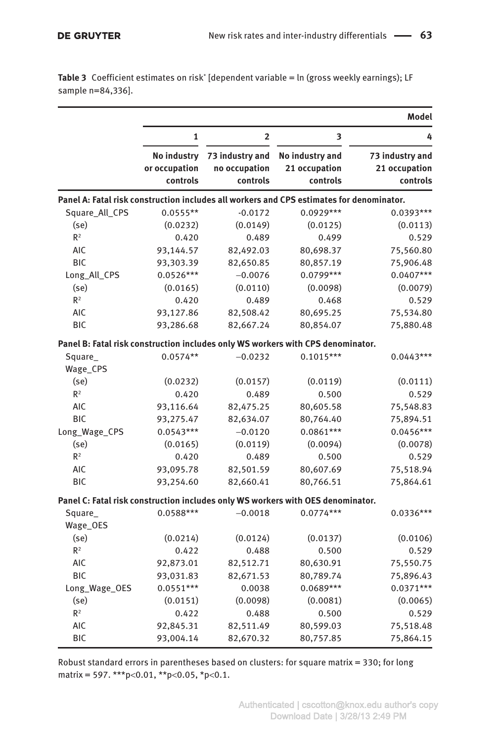**Table 3** Coefficient estimates on risk* [dependent variable = ln (gross weekly earnings); LF sample n=84,336].

| | Model | | | |
|---|---|---|---|---|
| | 1 | 2 | 3 | 4 |
| | No industry or occupation controls | 73 industry and no occupation controls | No industry and 21 occupation controls | 73 industry and 21 occupation controls |
| **Panel A: Fatal risk construction includes all workers and CPS estimates for denominator.** | | | | |
| Square_All_CPS | 0.0555** | -0.0172 | 0.0929*** | 0.0393*** |
| (se) | (0.0232) | (0.0149) | (0.0125) | (0.0113) |
| $R^2$ | 0.420 | 0.489 | 0.499 | 0.529 |
| AIC | 93,144.57 | 82,492.03 | 80,698.37 | 75,560.80 |
| BIC | 93,303.39 | 82,650.85 | 80,857.19 | 75,906.48 |
| Long_All_CPS | 0.0526*** | −0.0076 | 0.0799*** | 0.0407*** |
| (se) | (0.0165) | (0.0110) | (0.0098) | (0.0079) |
| $R^2$ | 0.420 | 0.489 | 0.468 | 0.529 |
| AIC | 93,127.86 | 82,508.42 | 80,695.25 | 75,534.80 |
| BIC | 93,286.68 | 82,667.24 | 80,854.07 | 75,880.48 |
| **Panel B: Fatal risk construction includes only WS workers with CPS denominator.** | | | | |
| Square_Wage_CPS | 0.0574** | −0.0232 | 0.1015*** | 0.0443*** |
| (se) | (0.0232) | (0.0157) | (0.0119) | (0.0111) |
| $R^2$ | 0.420 | 0.489 | 0.500 | 0.529 |
| AIC | 93,116.64 | 82,475.25 | 80,605.58 | 75,548.83 |
| BIC | 93,275.47 | 82,634.07 | 80,764.40 | 75,894.51 |
| Long_Wage_CPS | 0.0543*** | −0.0120 | 0.0861*** | 0.0456*** |
| (se) | (0.0165) | (0.0119) | (0.0094) | (0.0078) |
| $R^2$ | 0.420 | 0.489 | 0.500 | 0.529 |
| AIC | 93,095.78 | 82,501.59 | 80,607.69 | 75,518.94 |
| BIC | 93,254.60 | 82,660.41 | 80,766.51 | 75,864.61 |
| **Panel C: Fatal risk construction includes only WS workers with OES denominator.** | | | | |
| Square_Wage_OES | 0.0588*** | −0.0018 | 0.0774*** | 0.0336*** |
| (se) | (0.0214) | (0.0124) | (0.0137) | (0.0106) |
| $R^2$ | 0.422 | 0.488 | 0.500 | 0.529 |
| AIC | 92,873.01 | 82,512.71 | 80,630.91 | 75,550.75 |
| BIC | 93,031.83 | 82,671.53 | 80,789.74 | 75,896.43 |
| Long_Wage_OES | 0.0551*** | 0.0038 | 0.0689*** | 0.0371*** |
| (se) | (0.0151) | (0.0098) | (0.0081) | (0.0065) |
| $R^2$ | 0.422 | 0.488 | 0.500 | 0.529 |
| AIC | 92,845.31 | 82,511.49 | 80,599.03 | 75,518.48 |
| BIC | 93,004.14 | 82,670.32 | 80,757.85 | 75,864.15 |

Robust standard errors in parentheses based on clusters: for square matrix = 330; for long matrix = 597. ***p<0.01, **p<0.05, *p<0.1.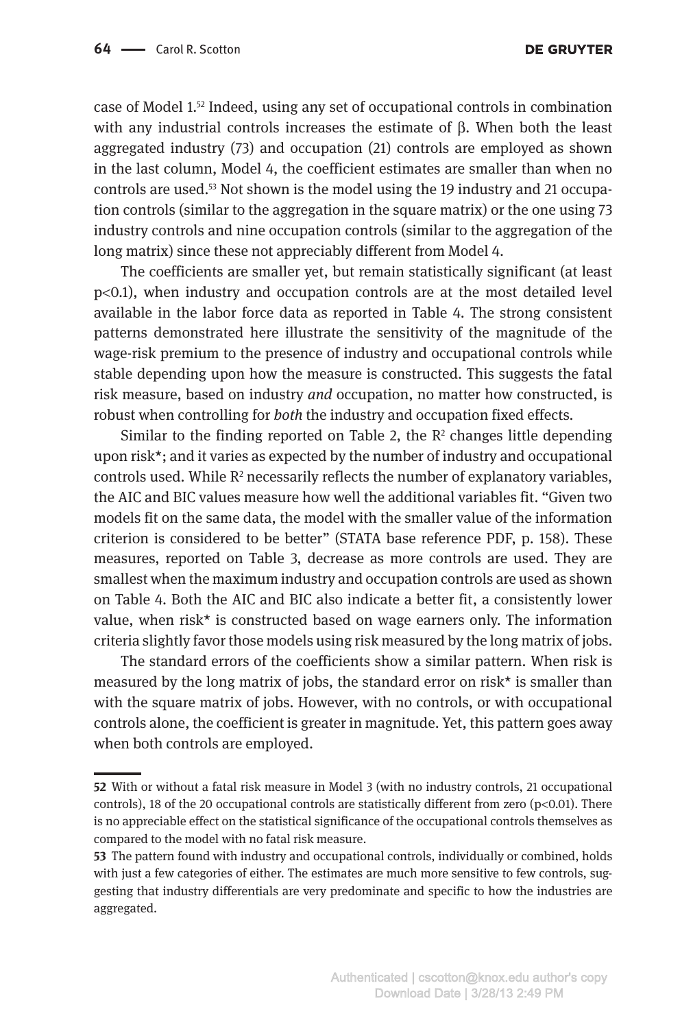case of Model 1.[52] Indeed, using any set of occupational controls in combination with any industrial controls increases the estimate of β. When both the least aggregated industry (73) and occupation (21) controls are employed as shown in the last column, Model 4, the coefficient estimates are smaller than when no controls are used.[53] Not shown is the model using the 19 industry and 21 occupation controls (similar to the aggregation in the square matrix) or the one using 73 industry controls and nine occupation controls (similar to the aggregation of the long matrix) since these not appreciably different from Model 4.

The coefficients are smaller yet, but remain statistically significant (at least $p<0.1$), when industry and occupation controls are at the most detailed level available in the labor force data as reported in Table 4. The strong consistent patterns demonstrated here illustrate the sensitivity of the magnitude of the wage-risk premium to the presence of industry and occupational controls while stable depending upon how the measure is constructed. This suggests the fatal risk measure, based on industry *and* occupation, no matter how constructed, is robust when controlling for *both* the industry and occupation fixed effects.

Similar to the finding reported on Table 2, the $R^2$ changes little depending upon risk*; and it varies as expected by the number of industry and occupational controls used. While $R^2$ necessarily reflects the number of explanatory variables, the AIC and BIC values measure how well the additional variables fit. "Given two models fit on the same data, the model with the smaller value of the information criterion is considered to be better" (STATA base reference PDF, p. 158). These measures, reported on Table 3, decrease as more controls are used. They are smallest when the maximum industry and occupation controls are used as shown on Table 4. Both the AIC and BIC also indicate a better fit, a consistently lower value, when risk* is constructed based on wage earners only. The information criteria slightly favor those models using risk measured by the long matrix of jobs.

The standard errors of the coefficients show a similar pattern. When risk is measured by the long matrix of jobs, the standard error on risk* is smaller than with the square matrix of jobs. However, with no controls, or with occupational controls alone, the coefficient is greater in magnitude. Yet, this pattern goes away when both controls are employed.

---

**52** With or without a fatal risk measure in Model 3 (with no industry controls, 21 occupational controls), 18 of the 20 occupational controls are statistically different from zero ($p<0.01$). There is no appreciable effect on the statistical significance of the occupational controls themselves as compared to the model with no fatal risk measure.

**53** The pattern found with industry and occupational controls, individually or combined, holds with just a few categories of either. The estimates are much more sensitive to few controls, suggesting that industry differentials are very predominate and specific to how the industries are aggregated.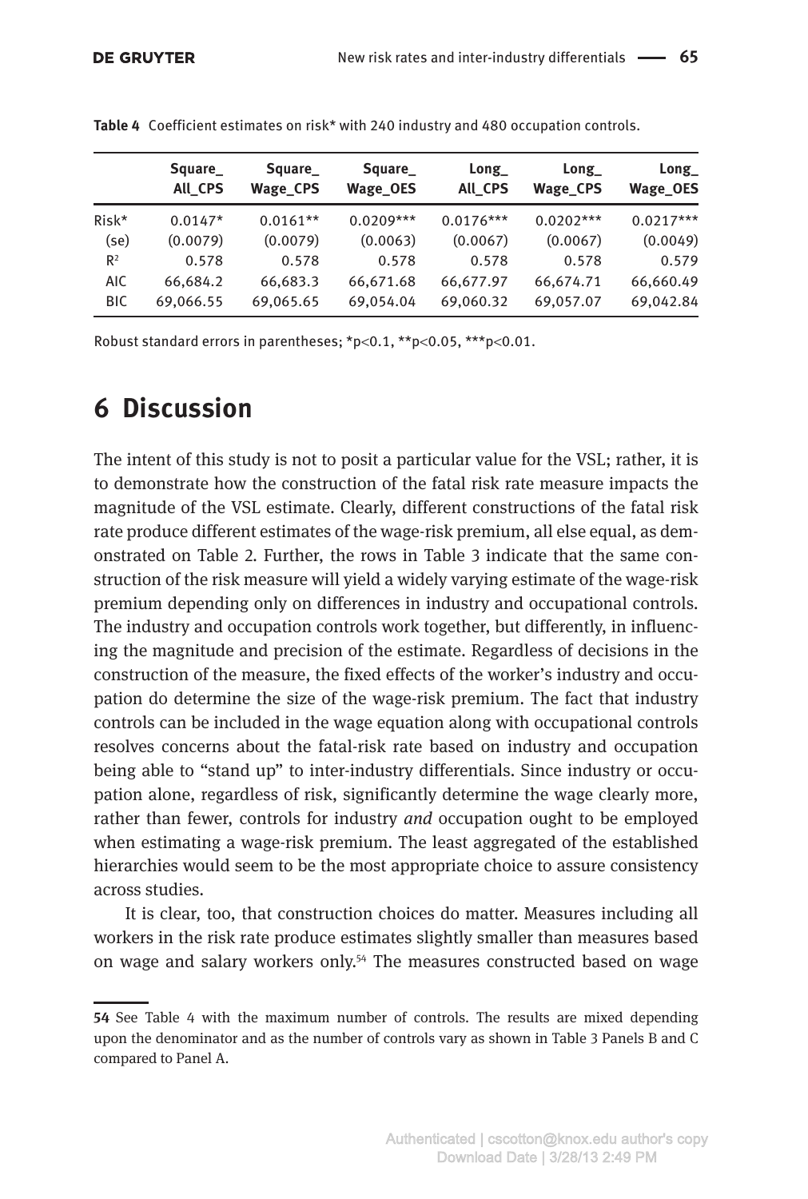**Table 4** Coefficient estimates on risk* with 240 industry and 480 occupation controls.

| | Square_ All_CPS | Square_ Wage_CPS | Square_ Wage_OES | Long_ All_CPS | Long_ Wage_CPS | Long_ Wage_OES |
|---|---|---|---|---|---|---|
| Risk* | 0.0147* | 0.0161** | 0.0209*** | 0.0176*** | 0.0202*** | 0.0217*** |
| (se) | (0.0079) | (0.0079) | (0.0063) | (0.0067) | (0.0067) | (0.0049) |
| $R^2$ | 0.578 | 0.578 | 0.578 | 0.578 | 0.578 | 0.579 |
| AIC | 66,684.2 | 66,683.3 | 66,671.68 | 66,677.97 | 66,674.71 | 66,660.49 |
| BIC | 69,066.55 | 69,065.65 | 69,054.04 | 69,060.32 | 69,057.07 | 69,042.84 |

Robust standard errors in parentheses; *p<0.1, **p<0.05, ***p<0.01.

## 6 Discussion

The intent of this study is not to posit a particular value for the VSL; rather, it is to demonstrate how the construction of the fatal risk rate measure impacts the magnitude of the VSL estimate. Clearly, different constructions of the fatal risk rate produce different estimates of the wage-risk premium, all else equal, as demonstrated on Table 2. Further, the rows in Table 3 indicate that the same construction of the risk measure will yield a widely varying estimate of the wage-risk premium depending only on differences in industry and occupational controls. The industry and occupation controls work together, but differently, in influencing the magnitude and precision of the estimate. Regardless of decisions in the construction of the measure, the fixed effects of the worker's industry and occupation do determine the size of the wage-risk premium. The fact that industry controls can be included in the wage equation along with occupational controls resolves concerns about the fatal-risk rate based on industry and occupation being able to "stand up" to inter-industry differentials. Since industry or occupation alone, regardless of risk, significantly determine the wage clearly more, rather than fewer, controls for industry *and* occupation ought to be employed when estimating a wage-risk premium. The least aggregated of the established hierarchies would seem to be the most appropriate choice to assure consistency across studies.

It is clear, too, that construction choices do matter. Measures including all workers in the risk rate produce estimates slightly smaller than measures based on wage and salary workers only.[54] The measures constructed based on wage

---

54 See Table 4 with the maximum number of controls. The results are mixed depending upon the denominator and as the number of controls vary as shown in Table 3 Panels B and C compared to Panel A.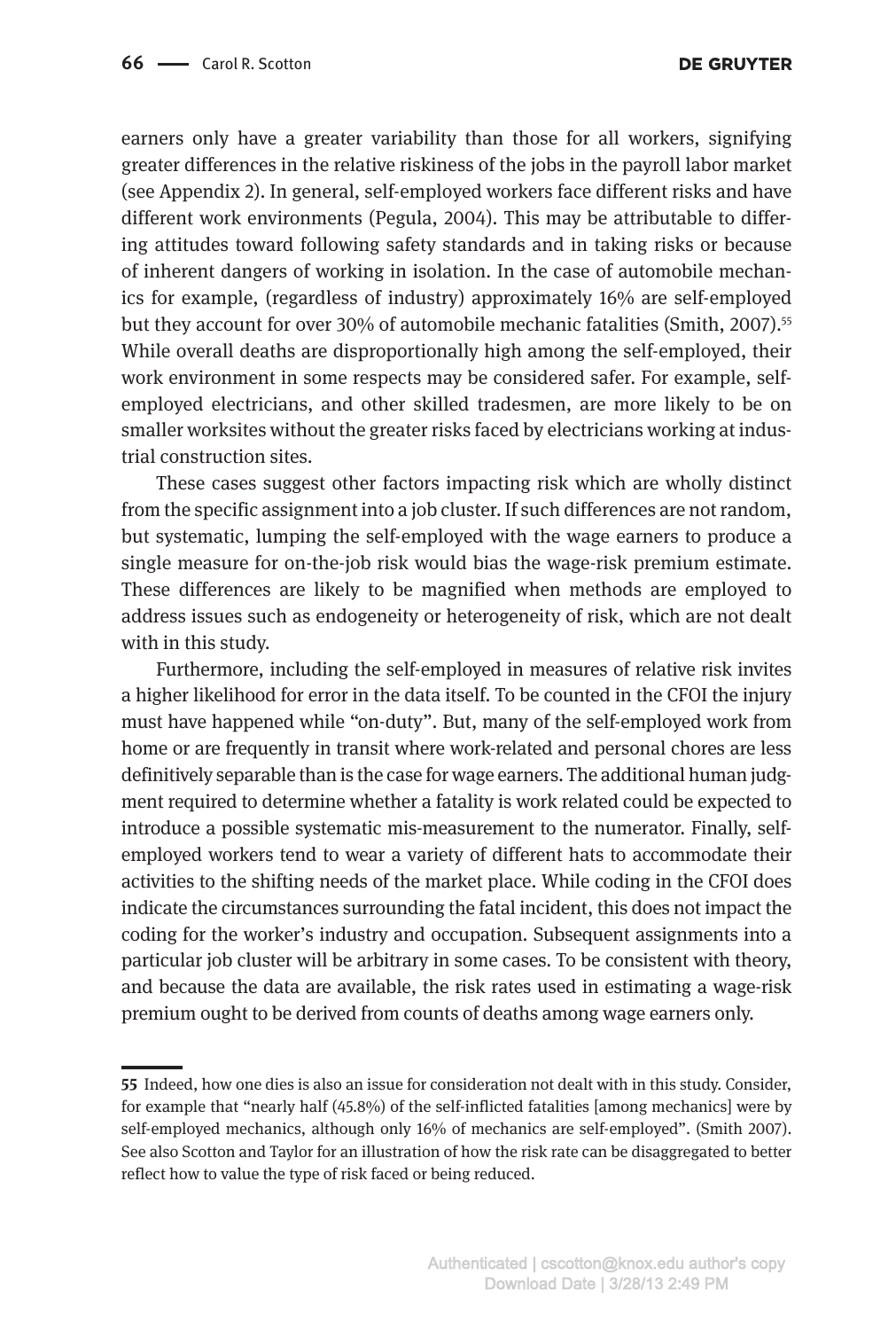earners only have a greater variability than those for all workers, signifying greater differences in the relative riskiness of the jobs in the payroll labor market (see Appendix 2). In general, self-employed workers face different risks and have different work environments (Pegula, 2004). This may be attributable to differing attitudes toward following safety standards and in taking risks or because of inherent dangers of working in isolation. In the case of automobile mechanics for example, (regardless of industry) approximately 16% are self-employed but they account for over 30% of automobile mechanic fatalities (Smith, 2007).[55] While overall deaths are disproportionally high among the self-employed, their work environment in some respects may be considered safer. For example, self-employed electricians, and other skilled tradesmen, are more likely to be on smaller worksites without the greater risks faced by electricians working at industrial construction sites.

These cases suggest other factors impacting risk which are wholly distinct from the specific assignment into a job cluster. If such differences are not random, but systematic, lumping the self-employed with the wage earners to produce a single measure for on-the-job risk would bias the wage-risk premium estimate. These differences are likely to be magnified when methods are employed to address issues such as endogeneity or heterogeneity of risk, which are not dealt with in this study.

Furthermore, including the self-employed in measures of relative risk invites a higher likelihood for error in the data itself. To be counted in the CFOI the injury must have happened while "on-duty". But, many of the self-employed work from home or are frequently in transit where work-related and personal chores are less definitively separable than is the case for wage earners. The additional human judgment required to determine whether a fatality is work related could be expected to introduce a possible systematic mis-measurement to the numerator. Finally, self-employed workers tend to wear a variety of different hats to accommodate their activities to the shifting needs of the market place. While coding in the CFOI does indicate the circumstances surrounding the fatal incident, this does not impact the coding for the worker's industry and occupation. Subsequent assignments into a particular job cluster will be arbitrary in some cases. To be consistent with theory, and because the data are available, the risk rates used in estimating a wage-risk premium ought to be derived from counts of deaths among wage earners only.

---

**55** Indeed, how one dies is also an issue for consideration not dealt with in this study. Consider, for example that "nearly half (45.8%) of the self-inflicted fatalities [among mechanics] were by self-employed mechanics, although only 16% of mechanics are self-employed". (Smith 2007). See also Scotton and Taylor for an illustration of how the risk rate can be disaggregated to better reflect how to value the type of risk faced or being reduced.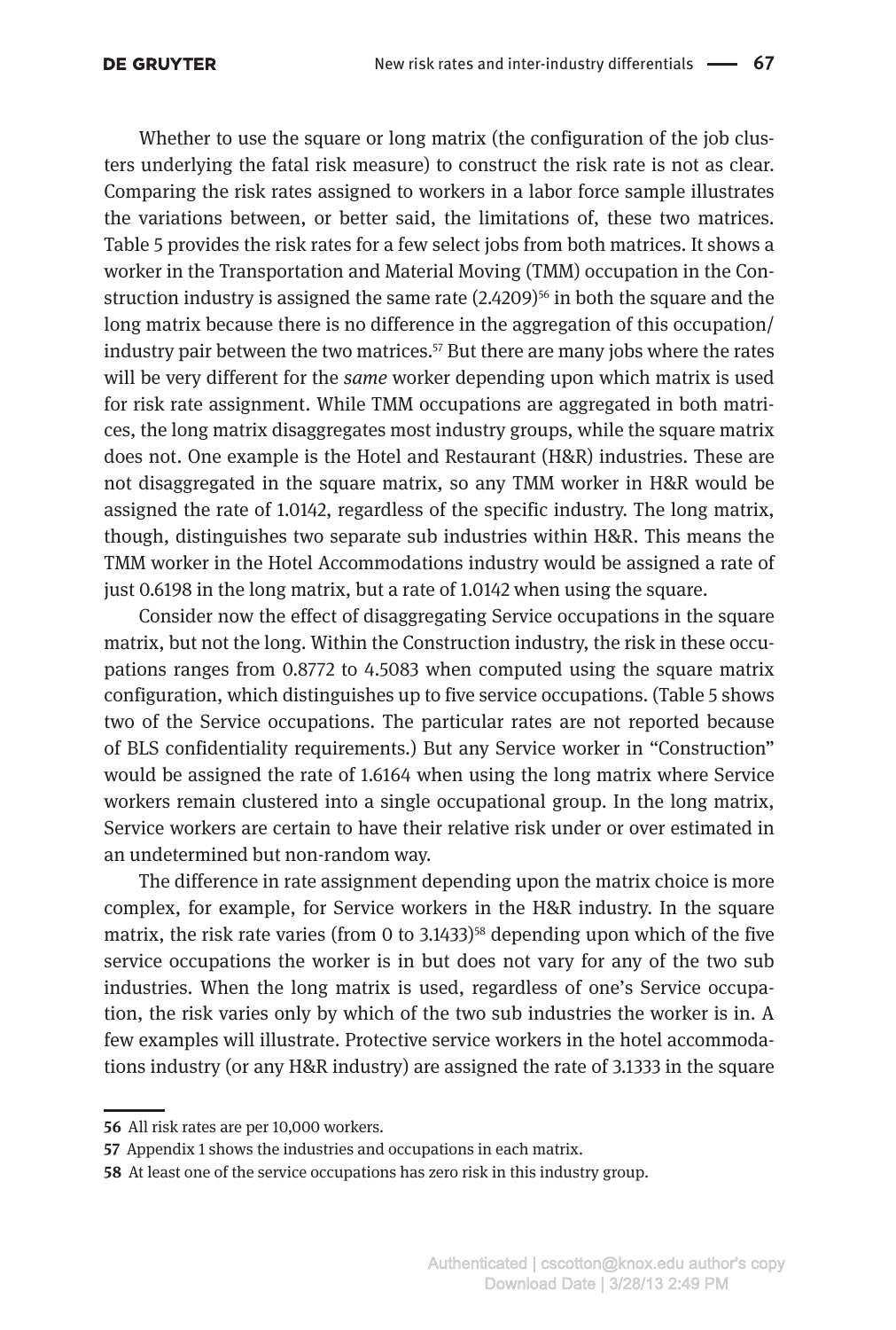Whether to use the square or long matrix (the configuration of the job clusters underlying the fatal risk measure) to construct the risk rate is not as clear. Comparing the risk rates assigned to workers in a labor force sample illustrates the variations between, or better said, the limitations of, these two matrices. Table 5 provides the risk rates for a few select jobs from both matrices. It shows a worker in the Transportation and Material Moving (TMM) occupation in the Construction industry is assigned the same rate (2.4209)[56] in both the square and the long matrix because there is no difference in the aggregation of this occupation/industry pair between the two matrices.[57] But there are many jobs where the rates will be very different for the *same* worker depending upon which matrix is used for risk rate assignment. While TMM occupations are aggregated in both matrices, the long matrix disaggregates most industry groups, while the square matrix does not. One example is the Hotel and Restaurant (H&R) industries. These are not disaggregated in the square matrix, so any TMM worker in H&R would be assigned the rate of 1.0142, regardless of the specific industry. The long matrix, though, distinguishes two separate sub industries within H&R. This means the TMM worker in the Hotel Accommodations industry would be assigned a rate of just 0.6198 in the long matrix, but a rate of 1.0142 when using the square.

Consider now the effect of disaggregating Service occupations in the square matrix, but not the long. Within the Construction industry, the risk in these occupations ranges from 0.8772 to 4.5083 when computed using the square matrix configuration, which distinguishes up to five service occupations. (Table 5 shows two of the Service occupations. The particular rates are not reported because of BLS confidentiality requirements.) But any Service worker in "Construction" would be assigned the rate of 1.6164 when using the long matrix where Service workers remain clustered into a single occupational group. In the long matrix, Service workers are certain to have their relative risk under or over estimated in an undetermined but non-random way.

The difference in rate assignment depending upon the matrix choice is more complex, for example, for Service workers in the H&R industry. In the square matrix, the risk rate varies (from 0 to 3.1433)[58] depending upon which of the five service occupations the worker is in but does not vary for any of the two sub industries. When the long matrix is used, regardless of one's Service occupation, the risk varies only by which of the two sub industries the worker is in. A few examples will illustrate. Protective service workers in the hotel accommodations industry (or any H&R industry) are assigned the rate of 3.1333 in the square

---

[56] All risk rates are per 10,000 workers.

[57] Appendix 1 shows the industries and occupations in each matrix.

[58] At least one of the service occupations has zero risk in this industry group.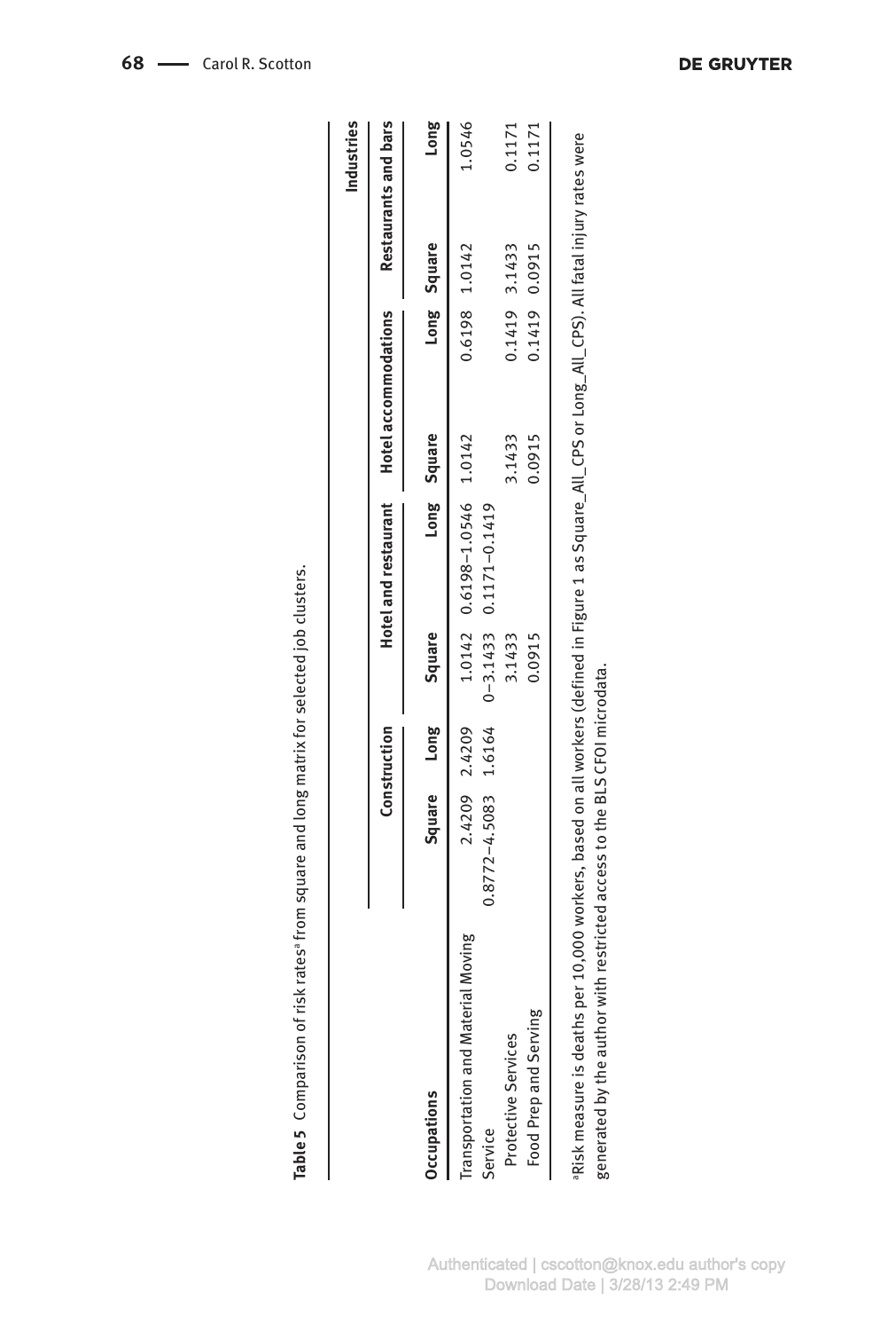**Table 5** Comparison of risk rates[a] from square and long matrix for selected job clusters.

| | Industries | | | | | | | |
|---|---|---|---|---|---|---|---|---|
| | Construction | | Hotel and restaurant | | Hotel accommodations | | Restaurants and bars | |
| Occupations | Square | Long | Square | Long | Square | Long | Square | Long |
| Transportation and Material Moving | 2.4209 | 2.4209 | 1.0142 | 0.6198–1.0546 | 1.0142 | 0.6198 | 1.0142 | 1.0546 |
| Service | 0.8772–4.5083 | 1.6164 | 0–3.1433 | 0.1171–0.1419 | | | | |
| Protective Services | | | 3.1433 | | 3.1433 | 0.1419 | 3.1433 | 0.1171 |
| Food Prep and Serving | | | 0.0915 | | 0.0915 | 0.1419 | 0.0915 | 0.1171 |

[a]Risk measure is deaths per 10,000 workers, based on all workers (defined in Figure 1 as Square_All_CPS or Long_All_CPS). All fatal injury rates were generated by the author with restricted access to the BLS CFOI microdata.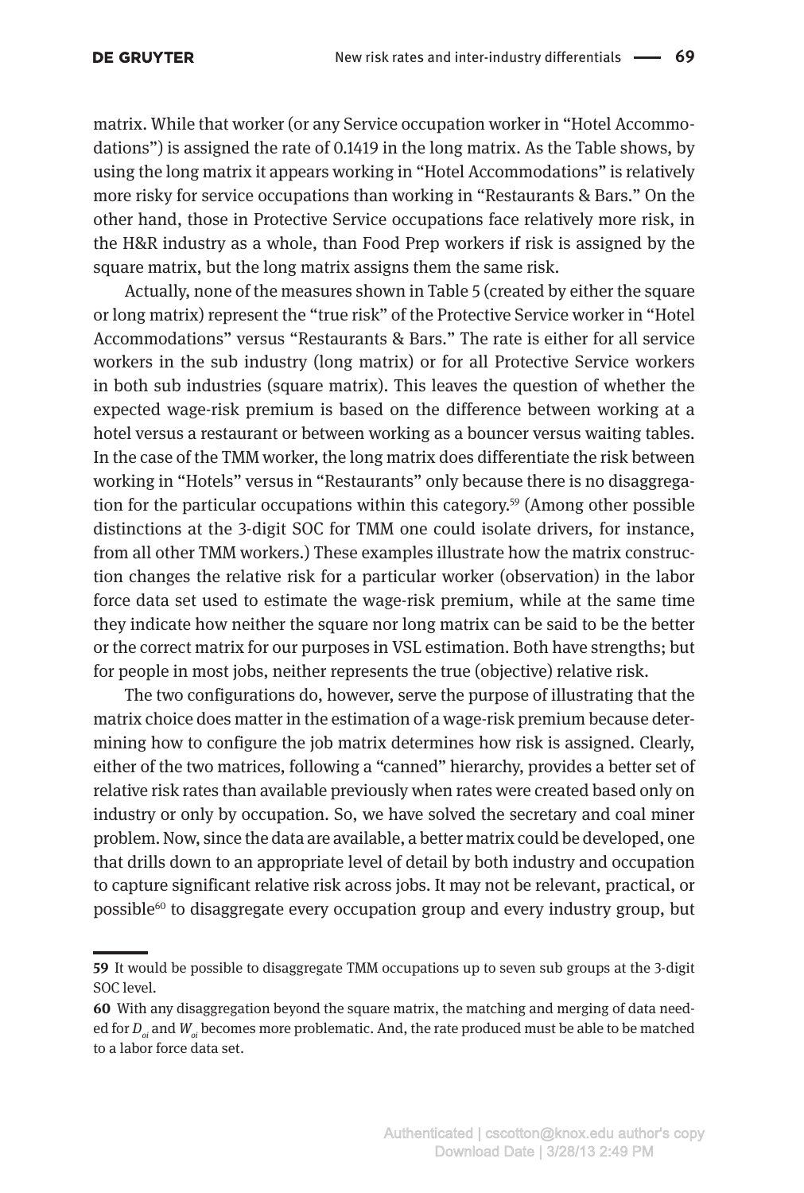matrix. While that worker (or any Service occupation worker in "Hotel Accommodations") is assigned the rate of 0.1419 in the long matrix. As the Table shows, by using the long matrix it appears working in "Hotel Accommodations" is relatively more risky for service occupations than working in "Restaurants & Bars." On the other hand, those in Protective Service occupations face relatively more risk, in the H&R industry as a whole, than Food Prep workers if risk is assigned by the square matrix, but the long matrix assigns them the same risk.

Actually, none of the measures shown in Table 5 (created by either the square or long matrix) represent the "true risk" of the Protective Service worker in "Hotel Accommodations" versus "Restaurants & Bars." The rate is either for all service workers in the sub industry (long matrix) or for all Protective Service workers in both sub industries (square matrix). This leaves the question of whether the expected wage-risk premium is based on the difference between working at a hotel versus a restaurant or between working as a bouncer versus waiting tables. In the case of the TMM worker, the long matrix does differentiate the risk between working in "Hotels" versus in "Restaurants" only because there is no disaggregation for the particular occupations within this category.[59] (Among other possible distinctions at the 3-digit SOC for TMM one could isolate drivers, for instance, from all other TMM workers.) These examples illustrate how the matrix construction changes the relative risk for a particular worker (observation) in the labor force data set used to estimate the wage-risk premium, while at the same time they indicate how neither the square nor long matrix can be said to be the better or the correct matrix for our purposes in VSL estimation. Both have strengths; but for people in most jobs, neither represents the true (objective) relative risk.

The two configurations do, however, serve the purpose of illustrating that the matrix choice does matter in the estimation of a wage-risk premium because determining how to configure the job matrix determines how risk is assigned. Clearly, either of the two matrices, following a "canned" hierarchy, provides a better set of relative risk rates than available previously when rates were created based only on industry or only by occupation. So, we have solved the secretary and coal miner problem. Now, since the data are available, a better matrix could be developed, one that drills down to an appropriate level of detail by both industry and occupation to capture significant relative risk across jobs. It may not be relevant, practical, or possible[60] to disaggregate every occupation group and every industry group, but

---

**59** It would be possible to disaggregate TMM occupations up to seven sub groups at the 3-digit SOC level.

**60** With any disaggregation beyond the square matrix, the matching and merging of data needed for $D_{oi}$ and $W_{oi}$ becomes more problematic. And, the rate produced must be able to be matched to a labor force data set.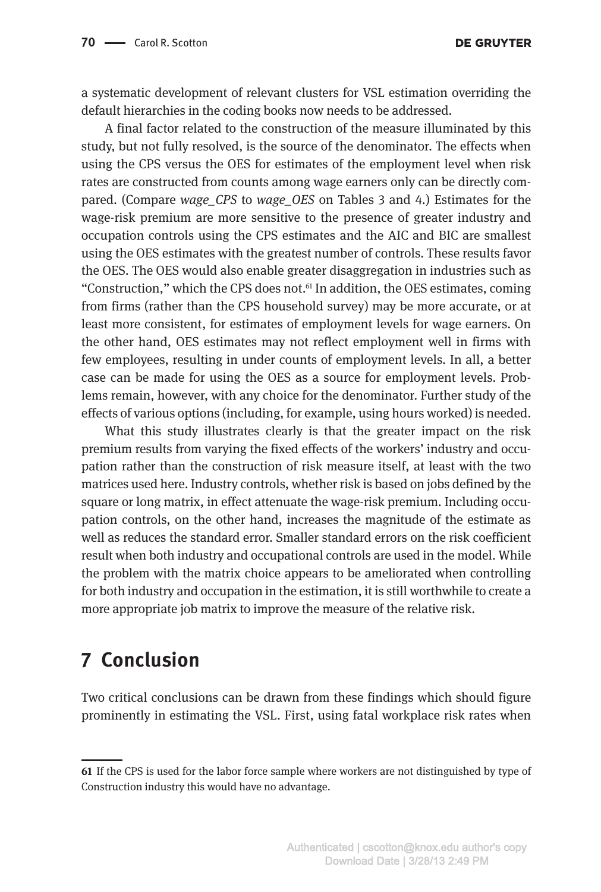a systematic development of relevant clusters for VSL estimation overriding the default hierarchies in the coding books now needs to be addressed.

A final factor related to the construction of the measure illuminated by this study, but not fully resolved, is the source of the denominator. The effects when using the CPS versus the OES for estimates of the employment level when risk rates are constructed from counts among wage earners only can be directly compared. (Compare *wage_CPS* to *wage_OES* on Tables 3 and 4.) Estimates for the wage-risk premium are more sensitive to the presence of greater industry and occupation controls using the CPS estimates and the AIC and BIC are smallest using the OES estimates with the greatest number of controls. These results favor the OES. The OES would also enable greater disaggregation in industries such as "Construction," which the CPS does not.[61] In addition, the OES estimates, coming from firms (rather than the CPS household survey) may be more accurate, or at least more consistent, for estimates of employment levels for wage earners. On the other hand, OES estimates may not reflect employment well in firms with few employees, resulting in under counts of employment levels. In all, a better case can be made for using the OES as a source for employment levels. Problems remain, however, with any choice for the denominator. Further study of the effects of various options (including, for example, using hours worked) is needed.

What this study illustrates clearly is that the greater impact on the risk premium results from varying the fixed effects of the workers' industry and occupation rather than the construction of risk measure itself, at least with the two matrices used here. Industry controls, whether risk is based on jobs defined by the square or long matrix, in effect attenuate the wage-risk premium. Including occupation controls, on the other hand, increases the magnitude of the estimate as well as reduces the standard error. Smaller standard errors on the risk coefficient result when both industry and occupational controls are used in the model. While the problem with the matrix choice appears to be ameliorated when controlling for both industry and occupation in the estimation, it is still worthwhile to create a more appropriate job matrix to improve the measure of the relative risk.

## 7 Conclusion

Two critical conclusions can be drawn from these findings which should figure prominently in estimating the VSL. First, using fatal workplace risk rates when

---

[61] If the CPS is used for the labor force sample where workers are not distinguished by type of Construction industry this would have no advantage.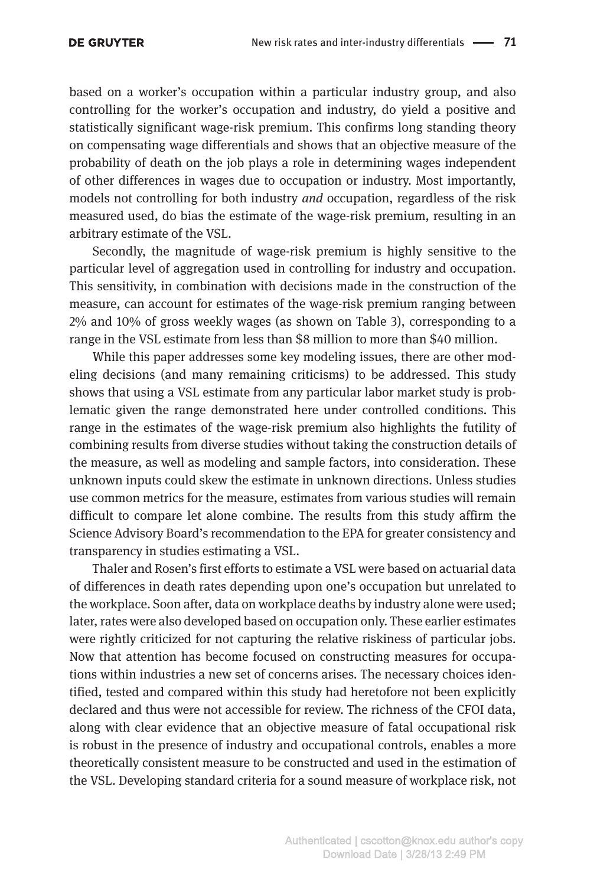based on a worker's occupation within a particular industry group, and also controlling for the worker's occupation and industry, do yield a positive and statistically significant wage-risk premium. This confirms long standing theory on compensating wage differentials and shows that an objective measure of the probability of death on the job plays a role in determining wages independent of other differences in wages due to occupation or industry. Most importantly, models not controlling for both industry *and* occupation, regardless of the risk measured used, do bias the estimate of the wage-risk premium, resulting in an arbitrary estimate of the VSL.

Secondly, the magnitude of wage-risk premium is highly sensitive to the particular level of aggregation used in controlling for industry and occupation. This sensitivity, in combination with decisions made in the construction of the measure, can account for estimates of the wage-risk premium ranging between 2% and 10% of gross weekly wages (as shown on Table 3), corresponding to a range in the VSL estimate from less than $8 million to more than $40 million.

While this paper addresses some key modeling issues, there are other modeling decisions (and many remaining criticisms) to be addressed. This study shows that using a VSL estimate from any particular labor market study is problematic given the range demonstrated here under controlled conditions. This range in the estimates of the wage-risk premium also highlights the futility of combining results from diverse studies without taking the construction details of the measure, as well as modeling and sample factors, into consideration. These unknown inputs could skew the estimate in unknown directions. Unless studies use common metrics for the measure, estimates from various studies will remain difficult to compare let alone combine. The results from this study affirm the Science Advisory Board's recommendation to the EPA for greater consistency and transparency in studies estimating a VSL.

Thaler and Rosen's first efforts to estimate a VSL were based on actuarial data of differences in death rates depending upon one's occupation but unrelated to the workplace. Soon after, data on workplace deaths by industry alone were used; later, rates were also developed based on occupation only. These earlier estimates were rightly criticized for not capturing the relative riskiness of particular jobs. Now that attention has become focused on constructing measures for occupations within industries a new set of concerns arises. The necessary choices identified, tested and compared within this study had heretofore not been explicitly declared and thus were not accessible for review. The richness of the CFOI data, along with clear evidence that an objective measure of fatal occupational risk is robust in the presence of industry and occupational controls, enables a more theoretically consistent measure to be constructed and used in the estimation of the VSL. Developing standard criteria for a sound measure of workplace risk, not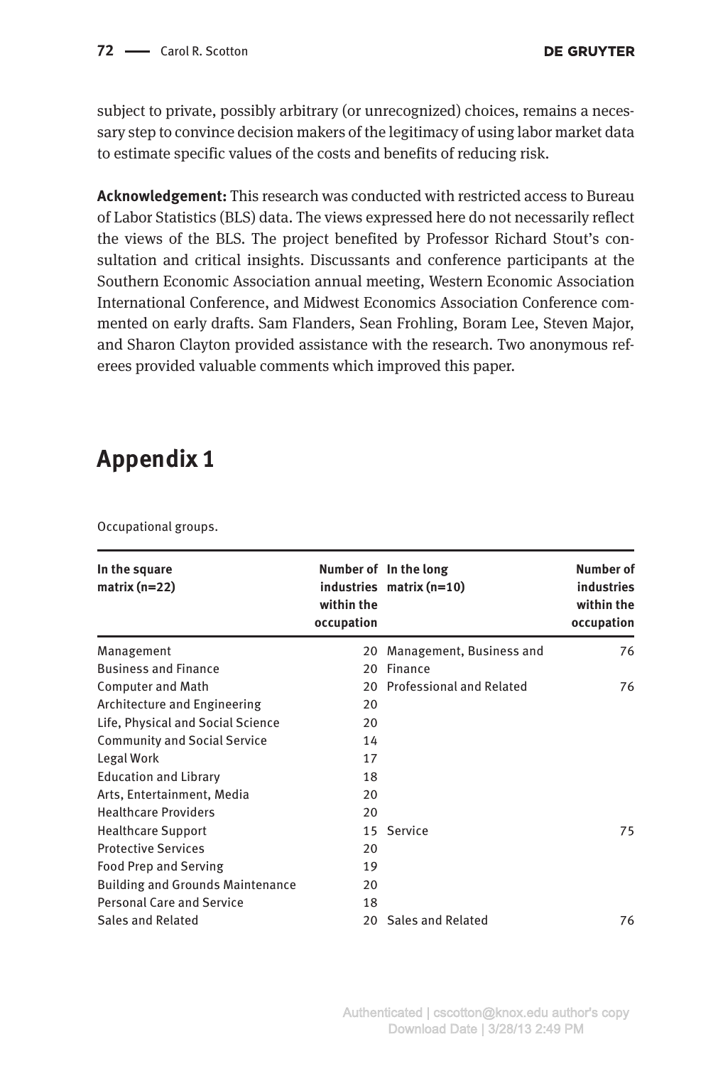subject to private, possibly arbitrary (or unrecognized) choices, remains a necessary step to convince decision makers of the legitimacy of using labor market data to estimate specific values of the costs and benefits of reducing risk.

**Acknowledgement:** This research was conducted with restricted access to Bureau of Labor Statistics (BLS) data. The views expressed here do not necessarily reflect the views of the BLS. The project benefited by Professor Richard Stout's consultation and critical insights. Discussants and conference participants at the Southern Economic Association annual meeting, Western Economic Association International Conference, and Midwest Economics Association Conference commented on early drafts. Sam Flanders, Sean Frohling, Boram Lee, Steven Major, and Sharon Clayton provided assistance with the research. Two anonymous referees provided valuable comments which improved this paper.

# Appendix 1

Occupational groups.

| In the square matrix (n=22) | Number of industries within the occupation | In the long matrix (n=10) | Number of industries within the occupation |
|---|---|---|---|
| Management | 20 | Management, Business and | 76 |
| Business and Finance | 20 | Finance | |
| Computer and Math | 20 | Professional and Related | 76 |
| Architecture and Engineering | 20 | | |
| Life, Physical and Social Science | 20 | | |
| Community and Social Service | 14 | | |
| Legal Work | 17 | | |
| Education and Library | 18 | | |
| Arts, Entertainment, Media | 20 | | |
| Healthcare Providers | 20 | | |
| Healthcare Support | 15 | Service | 75 |
| Protective Services | 20 | | |
| Food Prep and Serving | 19 | | |
| Building and Grounds Maintenance | 20 | | |
| Personal Care and Service | 18 | | |
| Sales and Related | 20 | Sales and Related | 76 |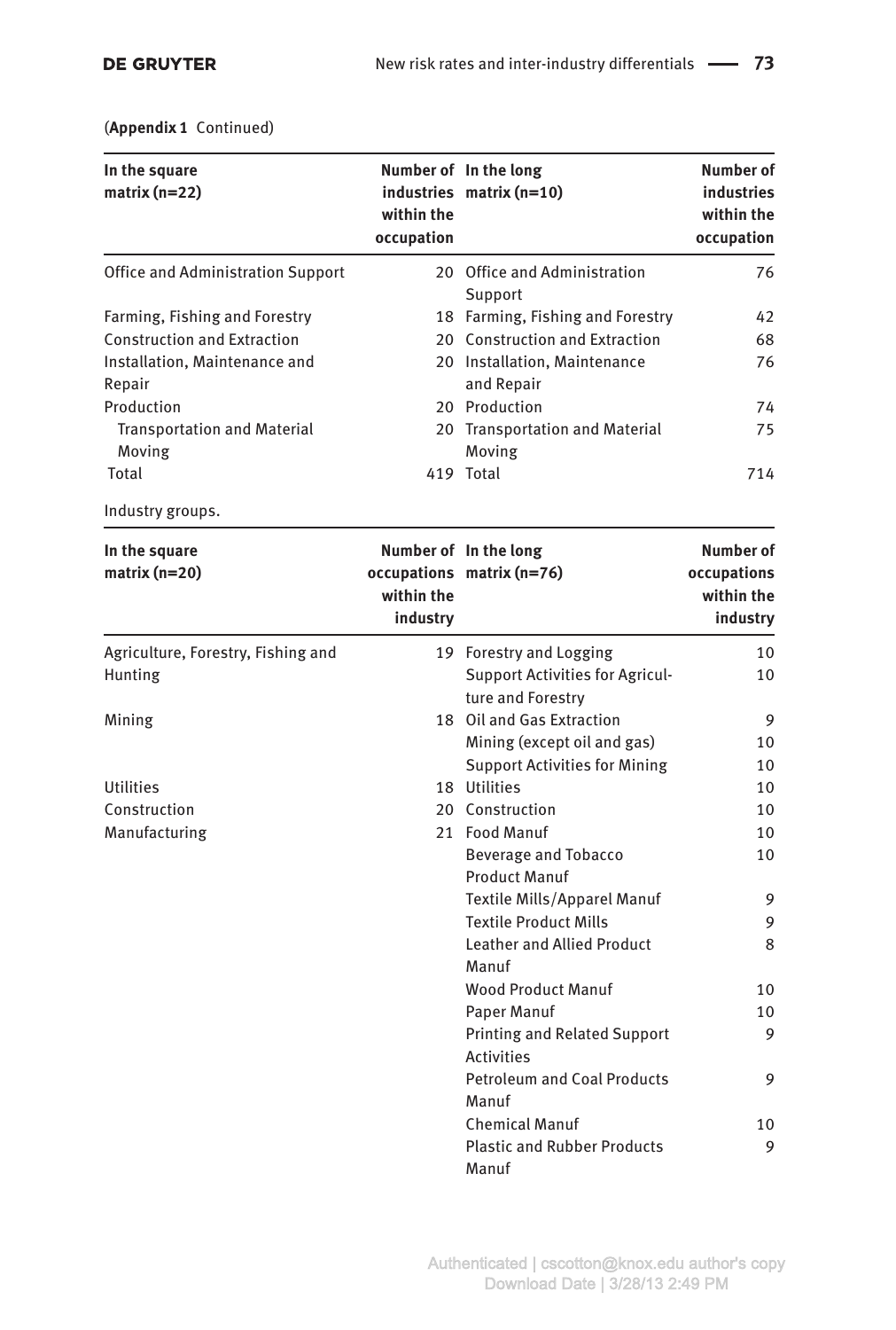(**Appendix 1** Continued)

| In the square matrix (n=22) | Number of industries within the occupation | In the long matrix (n=10) | Number of industries within the occupation |
|---|---|---|---|
| Office and Administration Support | 20 | Office and Administration Support | 76 |
| Farming, Fishing and Forestry | 18 | Farming, Fishing and Forestry | 42 |
| Construction and Extraction | 20 | Construction and Extraction | 68 |
| Installation, Maintenance and Repair | 20 | Installation, Maintenance and Repair | 76 |
| Production | 20 | Production | 74 |
| Transportation and Material Moving | 20 | Transportation and Material Moving | 75 |
| Total | 419 | Total | 714 |

Industry groups.

| In the square matrix (n=20) | Number of occupations within the industry | In the long matrix (n=76) | Number of occupations within the industry |
|---|---|---|---|
| Agriculture, Forestry, Fishing and Hunting | 19 | Forestry and Logging | 10 |
| | | Support Activities for Agriculture and Forestry | 10 |
| Mining | 18 | Oil and Gas Extraction | 9 |
| | | Mining (except oil and gas) | 10 |
| | | Support Activities for Mining | 10 |
| Utilities | 18 | Utilities | 10 |
| Construction | 20 | Construction | 10 |
| Manufacturing | 21 | Food Manuf | 10 |
| | | Beverage and Tobacco Product Manuf | 10 |
| | | Textile Mills/Apparel Manuf | 9 |
| | | Textile Product Mills | 9 |
| | | Leather and Allied Product Manuf | 8 |
| | | Wood Product Manuf | 10 |
| | | Paper Manuf | 10 |
| | | Printing and Related Support Activities | 9 |
| | | Petroleum and Coal Products Manuf | 9 |
| | | Chemical Manuf | 10 |
| | | Plastic and Rubber Products Manuf | 9 |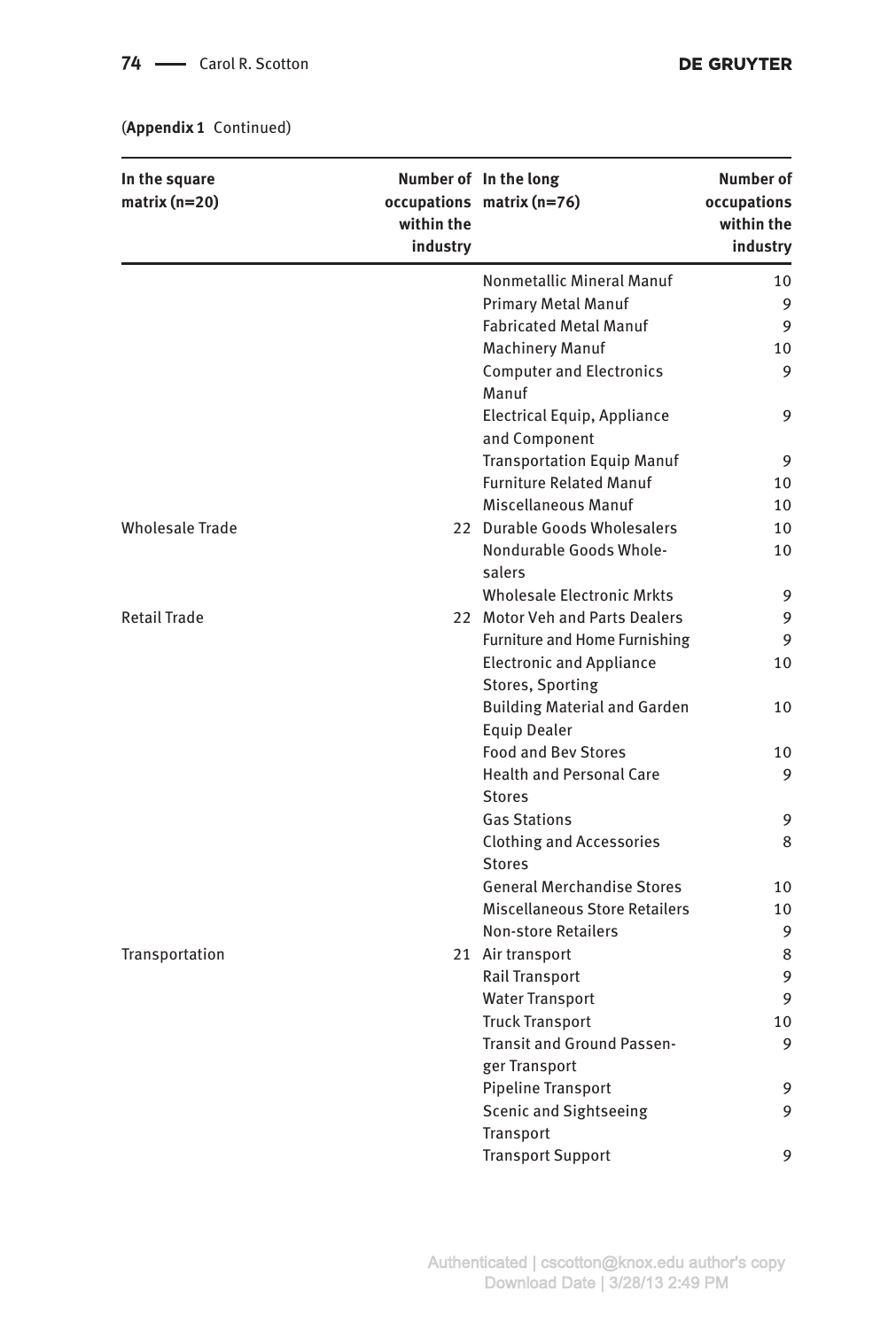(**Appendix 1** Continued)

| In the square matrix (n=20) | Number of occupations within the industry | In the long matrix (n=76) | Number of occupations within the industry |
|---|---|---|---|
| | | Nonmetallic Mineral Manuf | 10 |
| | | Primary Metal Manuf | 9 |
| | | Fabricated Metal Manuf | 9 |
| | | Machinery Manuf | 10 |
| | | Computer and Electronics Manuf | 9 |
| | | Electrical Equip, Appliance and Component | 9 |
| | | Transportation Equip Manuf | 9 |
| | | Furniture Related Manuf | 10 |
| | | Miscellaneous Manuf | 10 |
| Wholesale Trade | 22 | Durable Goods Wholesalers | 10 |
| | | Nondurable Goods Wholesalers | 10 |
| | | Wholesale Electronic Mrkts | 9 |
| Retail Trade | 22 | Motor Veh and Parts Dealers | 9 |
| | | Furniture and Home Furnishing | 9 |
| | | Electronic and Appliance Stores, Sporting | 10 |
| | | Building Material and Garden Equip Dealer | 10 |
| | | Food and Bev Stores | 10 |
| | | Health and Personal Care Stores | 9 |
| | | Gas Stations | 9 |
| | | Clothing and Accessories Stores | 8 |
| | | General Merchandise Stores | 10 |
| | | Miscellaneous Store Retailers | 10 |
| | | Non-store Retailers | 9 |
| Transportation | 21 | Air transport | 8 |
| | | Rail Transport | 9 |
| | | Water Transport | 9 |
| | | Truck Transport | 10 |
| | | Transit and Ground Passenger Transport | 9 |
| | | Pipeline Transport | 9 |
| | | Scenic and Sightseeing Transport | 9 |
| | | Transport Support | 9 |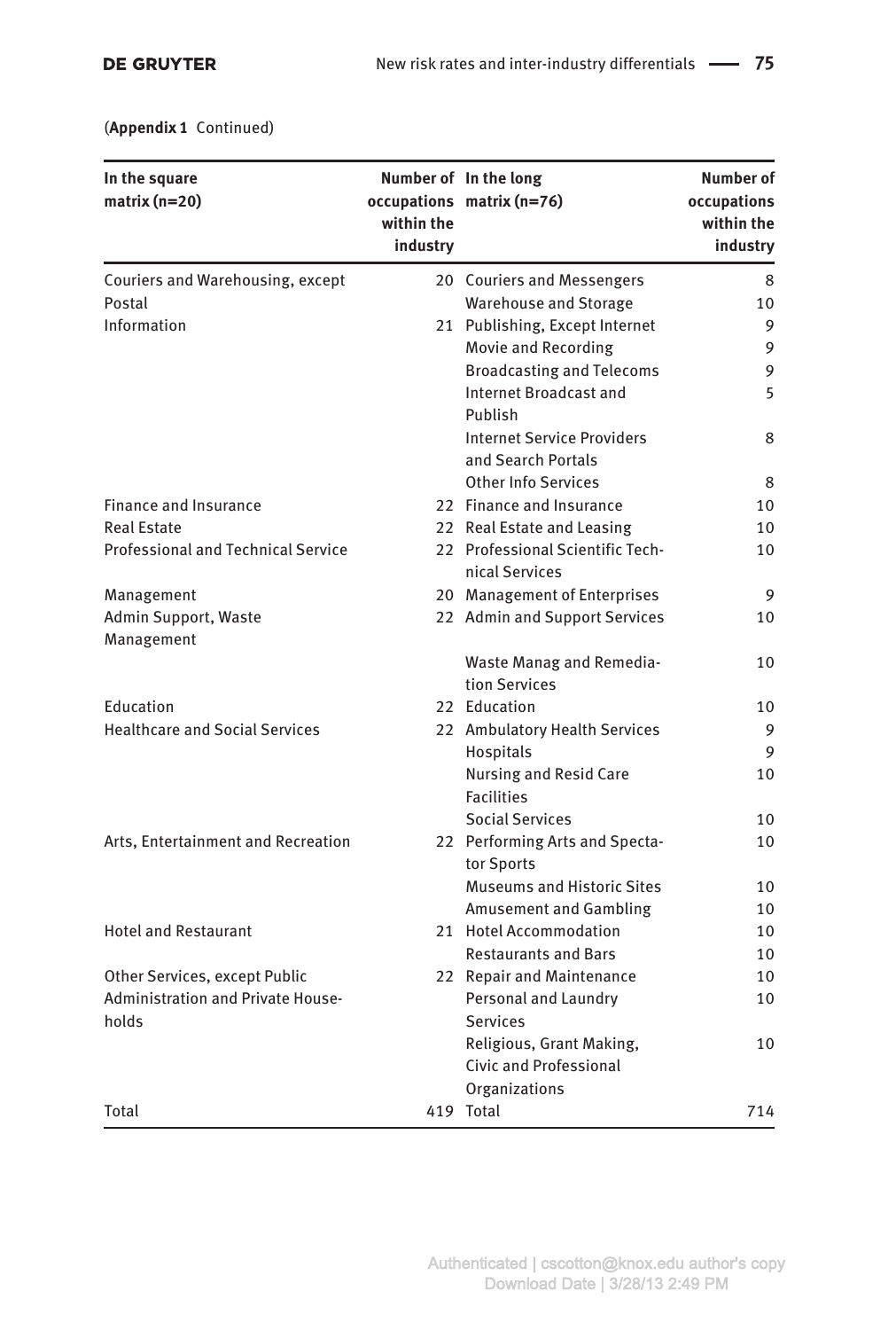(**Appendix 1** Continued)

| In the square matrix (n=20) | Number of occupations within the industry | In the long matrix (n=76) | Number of occupations within the industry |
|---|---|---|---|
| Couriers and Warehousing, except Postal | 20 | Couriers and Messengers | 8 |
| | | Warehouse and Storage | 10 |
| Information | 21 | Publishing, Except Internet | 9 |
| | | Movie and Recording | 9 |
| | | Broadcasting and Telecoms | 9 |
| | | Internet Broadcast and Publish | 5 |
| | | Internet Service Providers and Search Portals | 8 |
| | | Other Info Services | 8 |
| Finance and Insurance | 22 | Finance and Insurance | 10 |
| Real Estate | 22 | Real Estate and Leasing | 10 |
| Professional and Technical Service | 22 | Professional Scientific Technical Services | 10 |
| Management | 20 | Management of Enterprises | 9 |
| Admin Support, Waste Management | 22 | Admin and Support Services | 10 |
| | | Waste Manag and Remediation Services | 10 |
| Education | 22 | Education | 10 |
| Healthcare and Social Services | 22 | Ambulatory Health Services | 9 |
| | | Hospitals | 9 |
| | | Nursing and Resid Care Facilities | 10 |
| | | Social Services | 10 |
| Arts, Entertainment and Recreation | 22 | Performing Arts and Spectator Sports | 10 |
| | | Museums and Historic Sites | 10 |
| | | Amusement and Gambling | 10 |
| Hotel and Restaurant | 21 | Hotel Accommodation | 10 |
| | | Restaurants and Bars | 10 |
| Other Services, except Public Administration and Private Households | 22 | Repair and Maintenance | 10 |
| | | Personal and Laundry Services | 10 |
| | | Religious, Grant Making, Civic and Professional Organizations | 10 |
| Total | 419 | Total | 714 |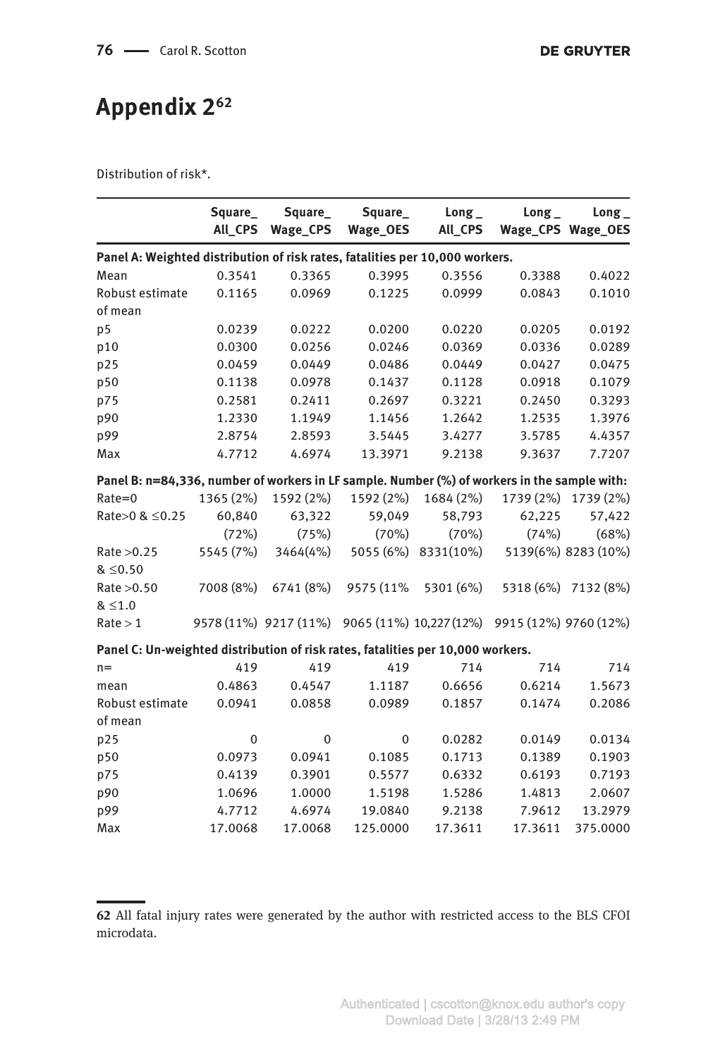# Appendix 2[62]

Distribution of risk*.

| | Square_ All_CPS | Square_ Wage_CPS | Square_ Wage_OES | Long_ All_CPS | Long_ Wage_CPS | Long_ Wage_OES |
|---|---|---|---|---|---|---|
| **Panel A: Weighted distribution of risk rates, fatalities per 10,000 workers.** | | | | | | |
| Mean | 0.3541 | 0.3365 | 0.3995 | 0.3556 | 0.3388 | 0.4022 |
| Robust estimate of mean | 0.1165 | 0.0969 | 0.1225 | 0.0999 | 0.0843 | 0.1010 |
| p5 | 0.0239 | 0.0222 | 0.0200 | 0.0220 | 0.0205 | 0.0192 |
| p10 | 0.0300 | 0.0256 | 0.0246 | 0.0369 | 0.0336 | 0.0289 |
| p25 | 0.0459 | 0.0449 | 0.0486 | 0.0449 | 0.0427 | 0.0475 |
| p50 | 0.1138 | 0.0978 | 0.1437 | 0.1128 | 0.0918 | 0.1079 |
| p75 | 0.2581 | 0.2411 | 0.2697 | 0.3221 | 0.2450 | 0.3293 |
| p90 | 1.2330 | 1.1949 | 1.1456 | 1.2642 | 1.2535 | 1.3976 |
| p99 | 2.8754 | 2.8593 | 3.5445 | 3.4277 | 3.5785 | 4.4357 |
| Max | 4.7712 | 4.6974 | 13.3971 | 9.2138 | 9.3637 | 7.7207 |
| **Panel B: n=84,336, number of workers in LF sample. Number (%) of workers in the sample with:** | | | | | | |
| Rate=0 | 1365 (2%) | 1592 (2%) | 1592 (2%) | 1684 (2%) | 1739 (2%) | 1739 (2%) |
| Rate>0 & ≤0.25 | 60,840 (72%) | 63,322 (75%) | 59,049 (70%) | 58,793 (70%) | 62,225 (74%) | 57,422 (68%) |
| Rate >0.25 & ≤0.50 | 5545 (7%) | 3464(4%) | 5055 (6%) | 8331(10%) | 5139(6%) | 8283 (10%) |
| Rate >0.50 & ≤1.0 | 7008 (8%) | 6741 (8%) | 9575 (11% | 5301 (6%) | 5318 (6%) | 7132 (8%) |
| Rate > 1 | 9578 (11%) | 9217 (11%) | 9065 (11%) | 10,227 (12%) | 9915 (12%) | 9760 (12%) |
| **Panel C: Un-weighted distribution of risk rates, fatalities per 10,000 workers.** | | | | | | |
| n= | 419 | 419 | 419 | 714 | 714 | 714 |
| mean | 0.4863 | 0.4547 | 1.1187 | 0.6656 | 0.6214 | 1.5673 |
| Robust estimate of mean | 0.0941 | 0.0858 | 0.0989 | 0.1857 | 0.1474 | 0.2086 |
| p25 | 0 | 0 | 0 | 0.0282 | 0.0149 | 0.0134 |
| p50 | 0.0973 | 0.0941 | 0.1085 | 0.1713 | 0.1389 | 0.1903 |
| p75 | 0.4139 | 0.3901 | 0.5577 | 0.6332 | 0.6193 | 0.7193 |
| p90 | 1.0696 | 1.0000 | 1.5198 | 1.5286 | 1.4813 | 2.0607 |
| p99 | 4.7712 | 4.6974 | 19.0840 | 9.2138 | 7.9612 | 13.2979 |
| Max | 17.0068 | 17.0068 | 125.0000 | 17.3611 | 17.3611 | 375.0000 |

62 All fatal injury rates were generated by the author with restricted access to the BLS CFOI microdata.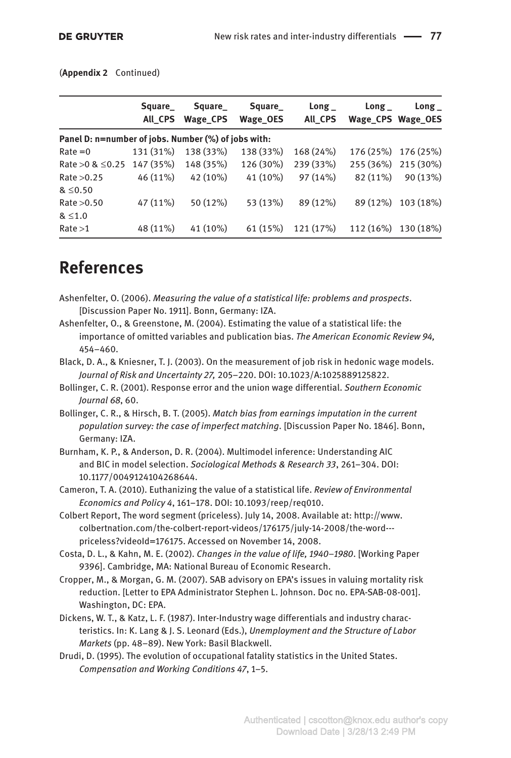(**Appendix 2** Continued)

| | Square_ All_CPS | Square_ Wage_CPS | Square_ Wage_OES | Long _ All_CPS | Long _ Wage_CPS | Long _ Wage_OES |
|---|---|---|---|---|---|---|
| **Panel D: n=number of jobs. Number (%) of jobs with:** | | | | | | |
| Rate =0 | 131 (31%) | 138 (33%) | 138 (33%) | 168 (24%) | 176 (25%) | 176 (25%) |
| Rate >0 & ≤0.25 | 147 (35%) | 148 (35%) | 126 (30%) | 239 (33%) | 255 (36%) | 215 (30%) |
| Rate >0.25 & ≤0.50 | 46 (11%) | 42 (10%) | 41 (10%) | 97 (14%) | 82 (11%) | 90 (13%) |
| Rate >0.50 & ≤1.0 | 47 (11%) | 50 (12%) | 53 (13%) | 89 (12%) | 89 (12%) | 103 (18%) |
| Rate >1 | 48 (11%) | 41 (10%) | 61 (15%) | 121 (17%) | 112 (16%) | 130 (18%) |

# References

Ashenfelter, O. (2006). *Measuring the value of a statistical life: problems and prospects*. [Discussion Paper No. 1911]. Bonn, Germany: IZA.

Ashenfelter, O., & Greenstone, M. (2004). Estimating the value of a statistical life: the importance of omitted variables and publication bias. *The American Economic Review 94,* 454–460.

Black, D. A., & Kniesner, T. J. (2003). On the measurement of job risk in hedonic wage models. *Journal of Risk and Uncertainty 27,* 205–220. DOI: 10.1023/A:1025889125822.

Bollinger, C. R. (2001). Response error and the union wage differential. *Southern Economic Journal 68*, 60.

Bollinger, C. R., & Hirsch, B. T. (2005). *Match bias from earnings imputation in the current population survey: the case of imperfect matching*. [Discussion Paper No. 1846]. Bonn, Germany: IZA.

Burnham, K. P., & Anderson, D. R. (2004). Multimodel inference: Understanding AIC and BIC in model selection. *Sociological Methods & Research 33*, 261–304. DOI: 10.1177/0049124104268644.

Cameron, T. A. (2010). Euthanizing the value of a statistical life. *Review of Environmental Economics and Policy 4*, 161–178. DOI: 10.1093/reep/req010.

Colbert Report, The word segment (priceless). July 14, 2008. Available at: http://www.colbertnation.com/the-colbert-report-videos/176175/july-14-2008/the-word---priceless?videoId=176175. Accessed on November 14, 2008.

Costa, D. L., & Kahn, M. E. (2002). *Changes in the value of life, 1940–1980*. [Working Paper 9396]. Cambridge, MA: National Bureau of Economic Research.

Cropper, M., & Morgan, G. M. (2007). SAB advisory on EPA's issues in valuing mortality risk reduction. [Letter to EPA Administrator Stephen L. Johnson. Doc no. EPA-SAB-08-001]. Washington, DC: EPA.

Dickens, W. T., & Katz, L. F. (1987). Inter-Industry wage differentials and industry characteristics. In: K. Lang & J. S. Leonard (Eds.), *Unemployment and the Structure of Labor Markets* (pp. 48–89). New York: Basil Blackwell.

Drudi, D. (1995). The evolution of occupational fatality statistics in the United States. *Compensation and Working Conditions 47*, 1–5.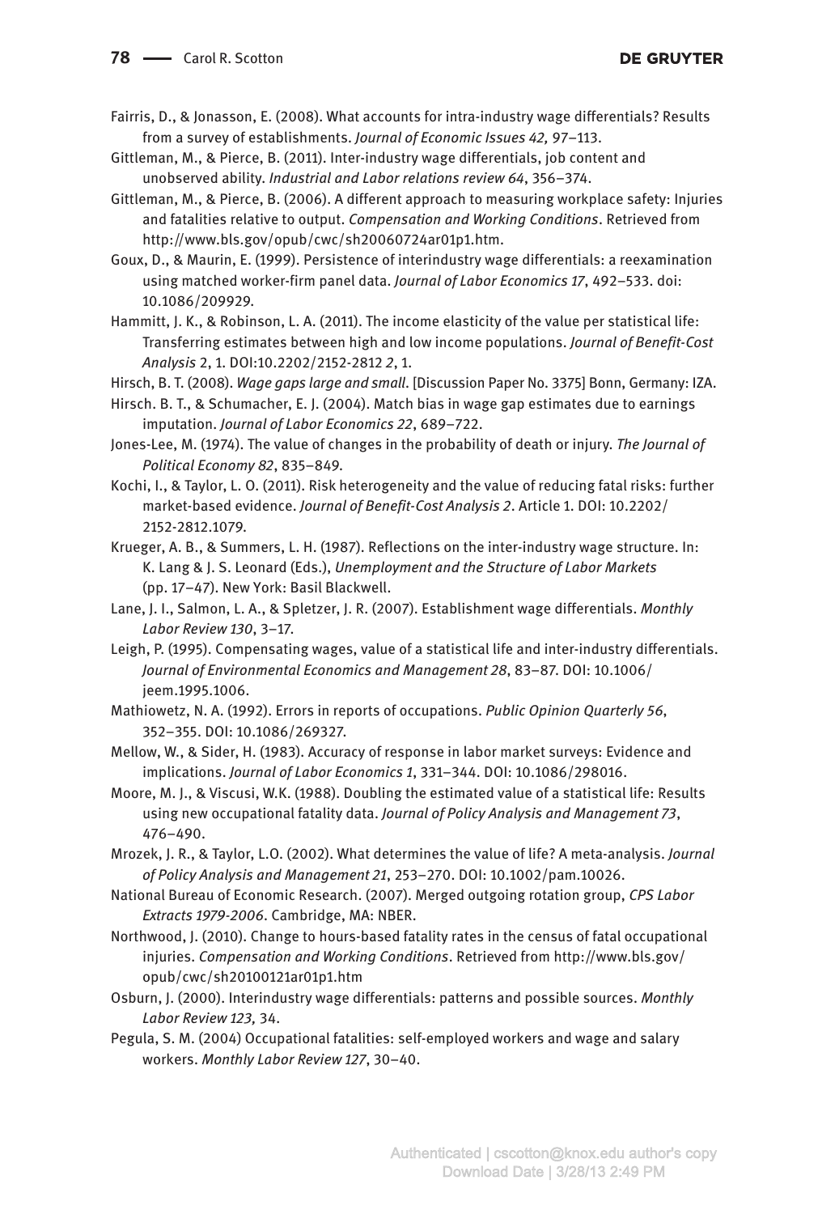Fairris, D., & Jonasson, E. (2008). What accounts for intra-industry wage differentials? Results from a survey of establishments. *Journal of Economic Issues 42,* 97–113.

Gittleman, M., & Pierce, B. (2011). Inter-industry wage differentials, job content and unobserved ability. *Industrial and Labor relations review 64*, 356–374.

Gittleman, M., & Pierce, B. (2006). A different approach to measuring workplace safety: Injuries and fatalities relative to output. *Compensation and Working Conditions*. Retrieved from http://www.bls.gov/opub/cwc/sh20060724ar01p1.htm.

Goux, D., & Maurin, E. (1999). Persistence of interindustry wage differentials: a reexamination using matched worker-firm panel data. *Journal of Labor Economics 17*, 492–533. doi: 10.1086/209929.

Hammitt, J. K., & Robinson, L. A. (2011). The income elasticity of the value per statistical life: Transferring estimates between high and low income populations. *Journal of Benefit-Cost Analysis* 2, 1. DOI:10.2202/2152-2812 *2*, 1.

Hirsch, B. T. (2008). *Wage gaps large and small*. [Discussion Paper No. 3375] Bonn, Germany: IZA.

Hirsch. B. T., & Schumacher, E. J. (2004). Match bias in wage gap estimates due to earnings imputation. *Journal of Labor Economics 22*, 689–722.

Jones-Lee, M. (1974). The value of changes in the probability of death or injury. *The Journal of Political Economy 82*, 835–849.

Kochi, I., & Taylor, L. O. (2011). Risk heterogeneity and the value of reducing fatal risks: further market-based evidence. *Journal of Benefit-Cost Analysis 2*. Article 1. DOI: 10.2202/2152-2812.1079.

Krueger, A. B., & Summers, L. H. (1987). Reflections on the inter-industry wage structure. In: K. Lang & J. S. Leonard (Eds.), *Unemployment and the Structure of Labor Markets* (pp. 17–47). New York: Basil Blackwell.

Lane, J. I., Salmon, L. A., & Spletzer, J. R. (2007). Establishment wage differentials. *Monthly Labor Review 130*, 3–17.

Leigh, P. (1995). Compensating wages, value of a statistical life and inter-industry differentials. *Journal of Environmental Economics and Management 28*, 83–87. DOI: 10.1006/jeem.1995.1006.

Mathiowetz, N. A. (1992). Errors in reports of occupations. *Public Opinion Quarterly 56*, 352–355. DOI: 10.1086/269327.

Mellow, W., & Sider, H. (1983). Accuracy of response in labor market surveys: Evidence and implications. *Journal of Labor Economics 1*, 331–344. DOI: 10.1086/298016.

Moore, M. J., & Viscusi, W.K. (1988). Doubling the estimated value of a statistical life: Results using new occupational fatality data. *Journal of Policy Analysis and Management 73*, 476–490.

Mrozek, J. R., & Taylor, L.O. (2002). What determines the value of life? A meta-analysis. *Journal of Policy Analysis and Management 21*, 253–270. DOI: 10.1002/pam.10026.

National Bureau of Economic Research. (2007). Merged outgoing rotation group, *CPS Labor Extracts 1979-2006*. Cambridge, MA: NBER.

Northwood, J. (2010). Change to hours-based fatality rates in the census of fatal occupational injuries. *Compensation and Working Conditions*. Retrieved from http://www.bls.gov/opub/cwc/sh20100121ar01p1.htm

Osburn, J. (2000). Interindustry wage differentials: patterns and possible sources. *Monthly Labor Review 123,* 34.

Pegula, S. M. (2004) Occupational fatalities: self-employed workers and wage and salary workers. *Monthly Labor Review 127*, 30–40.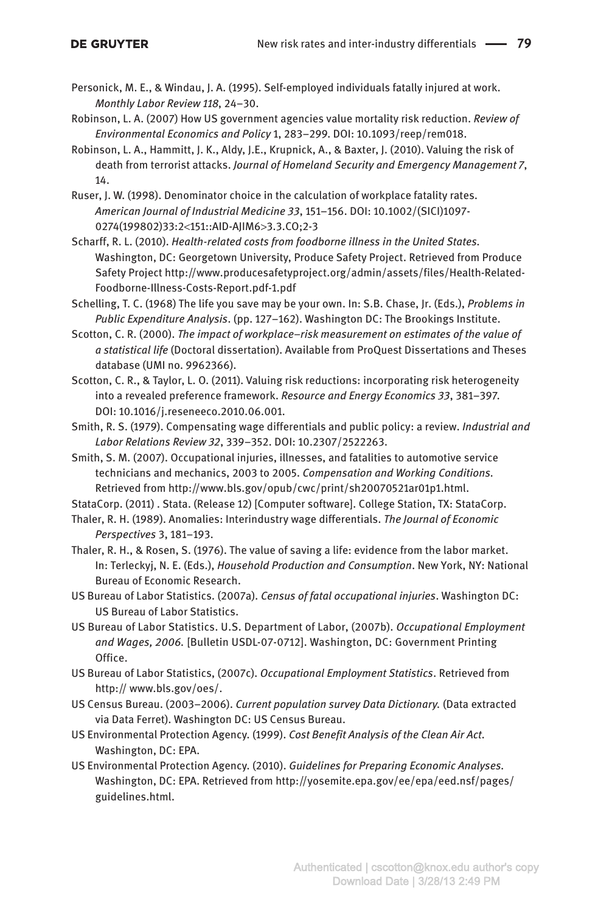Personick, M. E., & Windau, J. A. (1995). Self-employed individuals fatally injured at work. *Monthly Labor Review 118*, 24–30.

Robinson, L. A. (2007) How US government agencies value mortality risk reduction. *Review of Environmental Economics and Policy* 1, 283–299. DOI: 10.1093/reep/rem018.

Robinson, L. A., Hammitt, J. K., Aldy, J.E., Krupnick, A., & Baxter, J. (2010). Valuing the risk of death from terrorist attacks. *Journal of Homeland Security and Emergency Management 7*, 14.

Ruser, J. W. (1998). Denominator choice in the calculation of workplace fatality rates. *American Journal of Industrial Medicine 33*, 151–156. DOI: 10.1002/(SICI)1097-0274(199802)33:2<151::AID-AJIM6>3.3.CO;2-3

Scharff, R. L. (2010). *Health-related costs from foodborne illness in the United States*. Washington, DC: Georgetown University, Produce Safety Project. Retrieved from Produce Safety Project http://www.producesafetyproject.org/admin/assets/files/Health-Related-Foodborne-Illness-Costs-Report.pdf-1.pdf

Schelling, T. C. (1968) The life you save may be your own. In: S.B. Chase, Jr. (Eds.), *Problems in Public Expenditure Analysis*. (pp. 127–162). Washington DC: The Brookings Institute.

Scotton, C. R. (2000). *The impact of workplace–risk measurement on estimates of the value of a statistical life* (Doctoral dissertation). Available from ProQuest Dissertations and Theses database (UMI no. 9962366).

Scotton, C. R., & Taylor, L. O. (2011). Valuing risk reductions: incorporating risk heterogeneity into a revealed preference framework. *Resource and Energy Economics 33*, 381–397. DOI: 10.1016/j.reseneeco.2010.06.001.

Smith, R. S. (1979). Compensating wage differentials and public policy: a review. *Industrial and Labor Relations Review 32*, 339–352. DOI: 10.2307/2522263.

Smith, S. M. (2007). Occupational injuries, illnesses, and fatalities to automotive service technicians and mechanics, 2003 to 2005. *Compensation and Working Conditions*. Retrieved from http://www.bls.gov/opub/cwc/print/sh20070521ar01p1.html.

StataCorp. (2011) . Stata. (Release 12) [Computer software]. College Station, TX: StataCorp.

Thaler, R. H. (1989). Anomalies: Interindustry wage differentials. *The Journal of Economic Perspectives* 3, 181–193.

Thaler, R. H., & Rosen, S. (1976). The value of saving a life: evidence from the labor market. In: Terleckyj, N. E. (Eds.), *Household Production and Consumption*. New York, NY: National Bureau of Economic Research.

US Bureau of Labor Statistics. (2007a). *Census of fatal occupational injuries*. Washington DC: US Bureau of Labor Statistics.

US Bureau of Labor Statistics. U.S. Department of Labor, (2007b). *Occupational Employment and Wages, 2006*. [Bulletin USDL-07-0712]. Washington, DC: Government Printing Office.

US Bureau of Labor Statistics, (2007c). *Occupational Employment Statistics*. Retrieved from http:// www.bls.gov/oes/.

US Census Bureau. (2003–2006). *Current population survey Data Dictionary*. (Data extracted via Data Ferret). Washington DC: US Census Bureau.

US Environmental Protection Agency. (1999). *Cost Benefit Analysis of the Clean Air Act*. Washington, DC: EPA.

US Environmental Protection Agency. (2010). *Guidelines for Preparing Economic Analyses*. Washington, DC: EPA. Retrieved from http://yosemite.epa.gov/ee/epa/eed.nsf/pages/guidelines.html.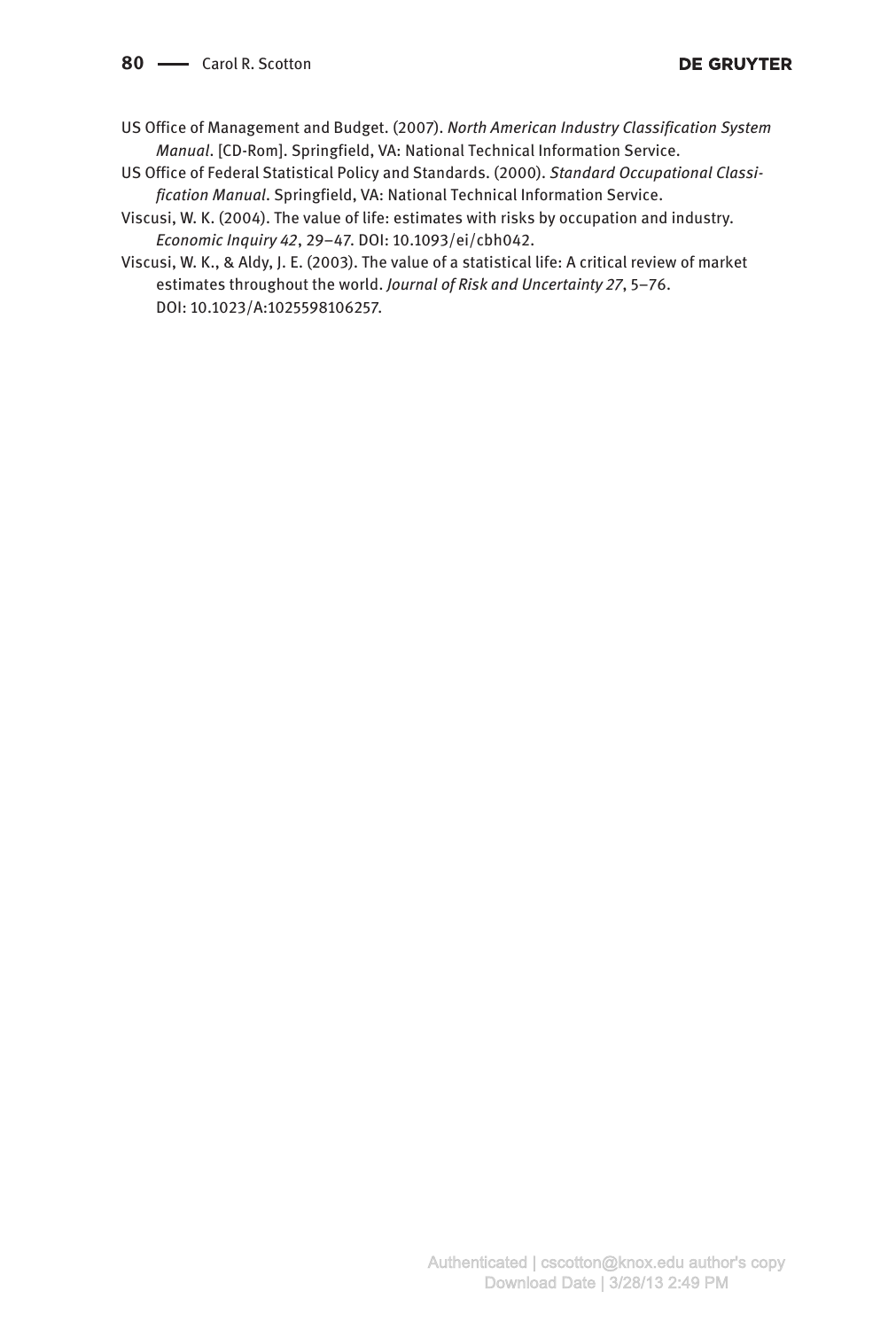US Office of Management and Budget. (2007). *North American Industry Classification System Manual*. [CD-Rom]. Springfield, VA: National Technical Information Service.

US Office of Federal Statistical Policy and Standards. (2000). *Standard Occupational Classification Manual*. Springfield, VA: National Technical Information Service.

Viscusi, W. K. (2004). The value of life: estimates with risks by occupation and industry. *Economic Inquiry 42*, 29–47. DOI: 10.1093/ei/cbh042.

Viscusi, W. K., & Aldy, J. E. (2003). The value of a statistical life: A critical review of market estimates throughout the world. *Journal of Risk and Uncertainty 27*, 5–76. DOI: 10.1023/A:1025598106257.